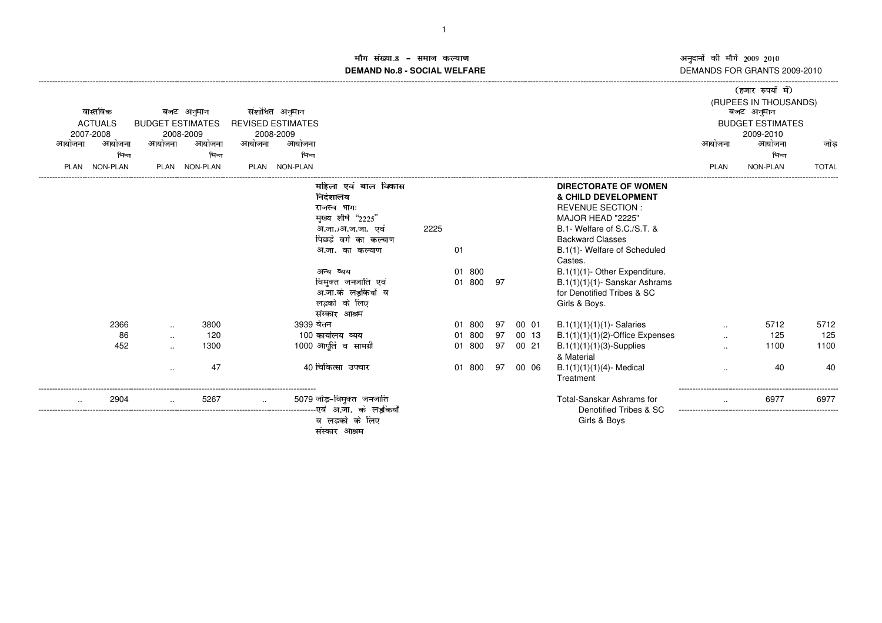# मॉंग संख्या.8 – समाज कल्याण
# DEMAND No.8 - SOCIAL WELFARE

अनुदानों की मॉंगें 2009 2010
DEMANDS FOR GRANTS 2009-2010

(हजार रुपयों में)
(RUPEES IN THOUSANDS)

| वास्तविक ACTUALS 2007-2008 | | बजट अनुमान BUDGET ESTIMATES 2008-2009 | | संशोधित अनुमान REVISED ESTIMATES 2008-2009 | | | | | | | | | बजट अनुमान BUDGET ESTIMATES 2009-2010 | | |
|---|---|---|---|---|---|---|---|---|---|---|---|---|---|---|---|
| आयोजना PLAN | आयोजना भिन्न NON-PLAN | आयोजना PLAN | आयोजना भिन्न NON-PLAN | आयोजना PLAN | आयोजना भिन्न NON-PLAN | | | | | | | | आयोजना PLAN | आयोजना भिन्न NON-PLAN | जोड़ TOTAL |
| | | | | | | महिला एवं बाल विकास निदेशालय | | | | | | DIRECTORATE OF WOMEN & CHILD DEVELOPMENT | | | |
| | | | | | | राजस्व भागः | | | | | | REVENUE SECTION : | | | |
| | | | | | | मुख्य शीर्ष "2225" | | | | | | MAJOR HEAD "2225" | | | |
| | | | | | | अ.जा./अ.ज.जा. एवं पिछड़े वर्ग का कल्याण | 2225 | | | | | B.1- Welfare of S.C./S.T. & Backward Classes | | | |
| | | | | | | अ.जा. का कल्याण | | 01 | | | | B.1(1)- Welfare of Scheduled Castes. | | | |
| | | | | | | अन्य व्यय | | 01 | 800 | | | B.1(1)(1)- Other Expenditure. | | | |
| | | | | | | विमुक्त जनजाति एवं अ.जा.के लड़कियों व लड़को के लिए संस्कार आश्रम | | 01 | 800 | 97 | | B.1(1)(1)(1)- Sanskar Ashrams for Denotified Tribes & SC Girls & Boys. | | | |
| | 2366 | .. | 3800 | | 3939 | वेतन | | 01 | 800 | 97 | 00 01 | B.1(1)(1)(1)(1)- Salaries | .. | 5712 | 5712 |
| | 86 | .. | 120 | | 100 | कार्यालय व्यय | | 01 | 800 | 97 | 00 13 | B.1(1)(1)(1)(2)-Office Expenses | .. | 125 | 125 |
| | 452 | .. | 1300 | | 1000 | आपूर्ति व सामग्री | | 01 | 800 | 97 | 00 21 | B.1(1)(1)(1)(3)-Supplies & Material | .. | 1100 | 1100 |
| | | .. | 47 | | 40 | चिकित्सा उपचार | | 01 | 800 | 97 | 00 06 | B.1(1)(1)(1)(4)- Medical Treatment | .. | 40 | 40 |
| .. | 2904 | .. | 5267 | .. | 5079 | जोड़-विमुक्त जनजाति एवं अ.जा. के लड़कियों व लड़को के लिए संस्कार आश्रम | | | | | | Total-Sanskar Ashrams for Denotified Tribes & SC Girls & Boys | .. | 6977 | 6977 |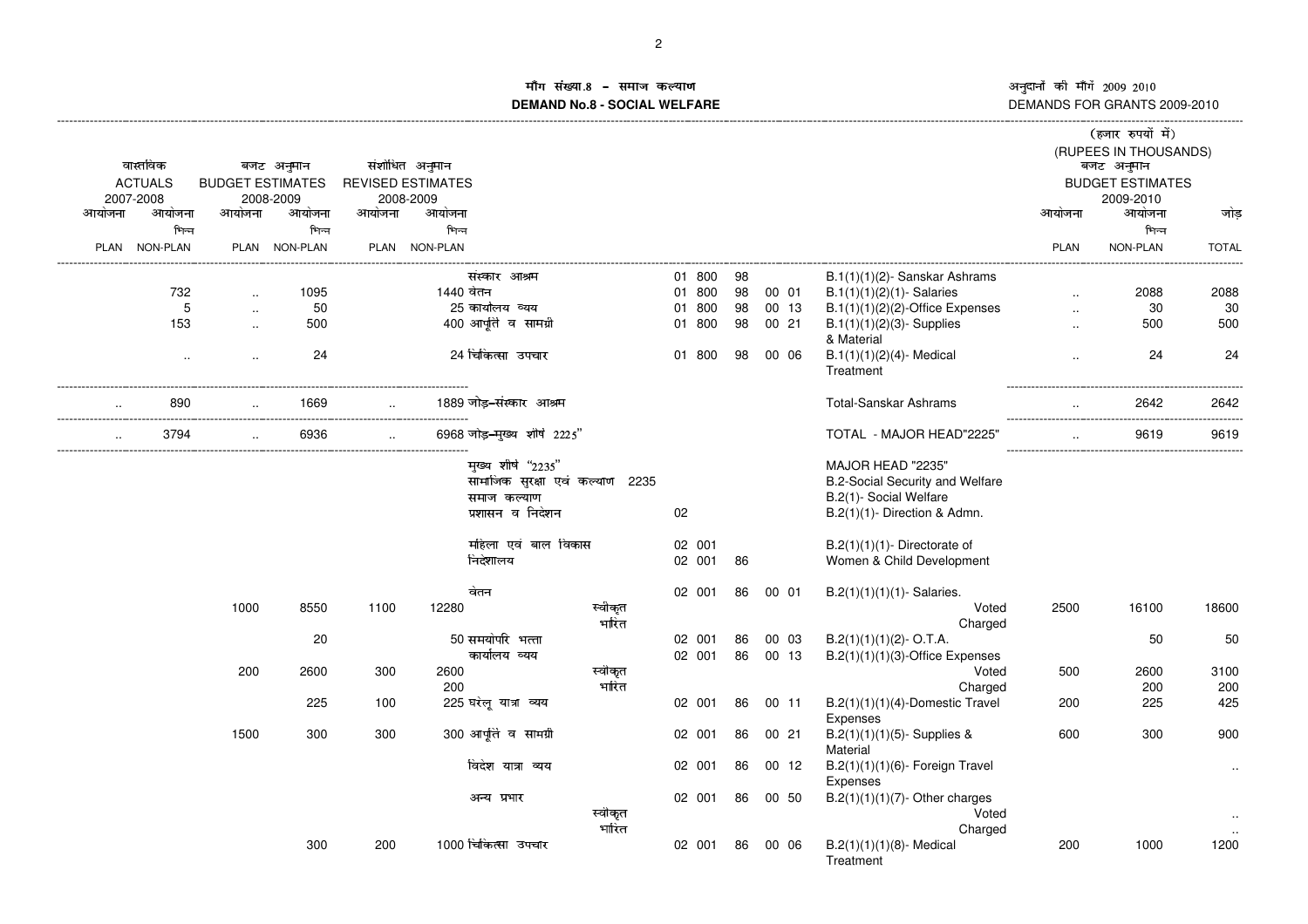**मॉंग संख्या.8 – समाज कल्याण**
**DEMAND No.8 - SOCIAL WELFARE**

अनुदानों की मॉंगें 2009 2010
DEMANDS FOR GRANTS 2009-2010

(हजार रुपयों में)
(RUPEES IN THOUSANDS)

| वास्तविक ACTUALS 2007-2008 | | बजट अनुमान BUDGET ESTIMATES 2008-2009 | | संशोधित अनुमान REVISED ESTIMATES 2008-2009 | | | | | | | | | बजट अनुमान BUDGET ESTIMATES 2009-2010 | | |
|---|---|---|---|---|---|---|---|---|---|---|---|---|---|---|---|
| आयोजना PLAN | आयोजना भिन्न NON-PLAN | आयोजना PLAN | आयोजना भिन्न NON-PLAN | आयोजना PLAN | आयोजना भिन्न NON-PLAN | | | | | | | | आयोजना PLAN | आयोजना भिन्न NON-PLAN | जोड़ TOTAL |
| | | | | | | संस्कार आश्रम | 01 | 800 | 98 | | | B.1(1)(1)(2)- Sanskar Ashrams | | | |
| | 732 | .. | 1095 | | 1440 | वेतन | 01 | 800 | 98 | 00 | 01 | B.1(1)(1)(2)(1)- Salaries | .. | 2088 | 2088 |
| | 5 | .. | 50 | | 25 | कार्यालय व्यय | 01 | 800 | 98 | 00 | 13 | B.1(1)(1)(2)(2)-Office Expenses | .. | 30 | 30 |
| | 153 | .. | 500 | | 400 | आपूर्ति व सामग्री | 01 | 800 | 98 | 00 | 21 | B.1(1)(1)(2)(3)- Supplies & Material | .. | 500 | 500 |
| | .. | .. | 24 | | 24 | चिकित्सा उपचार | 01 | 800 | 98 | 00 | 06 | B.1(1)(1)(2)(4)- Medical Treatment | .. | 24 | 24 |
| .. | 890 | .. | 1669 | .. | 1889 | जोड़–संस्कार आश्रम | | | | | | Total-Sanskar Ashrams | .. | 2642 | 2642 |
| .. | 3794 | .. | 6936 | .. | 6968 | जोड़–मुख्य शीर्ष 2225" | | | | | | TOTAL - MAJOR HEAD"2225" | .. | 9619 | 9619 |
| | | | | | | मुख्य शीर्ष "2235" | | | | | | MAJOR HEAD "2235" | | | |
| | | | | | | सामाजिक सुरक्षा एवं कल्याण 2235 | | | | | | B.2-Social Security and Welfare | | | |
| | | | | | | समाज कल्याण | | | | | | B.2(1)- Social Welfare | | | |
| | | | | | | प्रशासन व निदेशन | 02 | | | | | B.2(1)(1)- Direction & Admn. | | | |
| | | | | | | महिला एवं बाल विकास | 02 | 001 | | | | B.2(1)(1)(1)- Directorate of | | | |
| | | | | | | निदेशालय | 02 | 001 | 86 | | | Women & Child Development | | | |
| | | | | | | वेतन | 02 | 001 | 86 | 00 | 01 | B.2(1)(1)(1)(1)- Salaries. | | | |
| | | 1000 | 8550 | 1100 | 12280 | स्वीकृत | | | | | | Voted | 2500 | 16100 | 18600 |
| | | | | | | भारित | | | | | | Charged | | | |
| | | | 20 | | 50 | समयोपरि भत्ता | 02 | 001 | 86 | 00 | 03 | B.2(1)(1)(1)(2)- O.T.A. | | 50 | 50 |
| | | | | | | कार्यालय व्यय | 02 | 001 | 86 | 00 | 13 | B.2(1)(1)(1)(3)-Office Expenses | | | |
| | | 200 | 2600 | 300 | 2600 | स्वीकृत | | | | | | Voted | 500 | 2600 | 3100 |
| | | | | | 200 | भारित | | | | | | Charged | | 200 | 200 |
| | | | 225 | 100 | 225 | घरेलू यात्रा व्यय | 02 | 001 | 86 | 00 | 11 | B.2(1)(1)(1)(4)-Domestic Travel Expenses | 200 | 225 | 425 |
| | | 1500 | 300 | 300 | 300 | आपूर्ति व सामग्री | 02 | 001 | 86 | 00 | 21 | B.2(1)(1)(1)(5)- Supplies & Material | 600 | 300 | 900 |
| | | | | | | विदेश यात्रा व्यय | 02 | 001 | 86 | 00 | 12 | B.2(1)(1)(1)(6)- Foreign Travel Expenses | | | .. |
| | | | | | | अन्य प्रभार | 02 | 001 | 86 | 00 | 50 | B.2(1)(1)(1)(7)- Other charges | | | |
| | | | | | | स्वीकृत | | | | | | Voted | | | .. |
| | | | | | | भारित | | | | | | Charged | | | .. |
| | | | 300 | 200 | 1000 | चिकित्सा उपचार | 02 | 001 | 86 | 00 | 06 | B.2(1)(1)(1)(8)- Medical Treatment | 200 | 1000 | 1200 |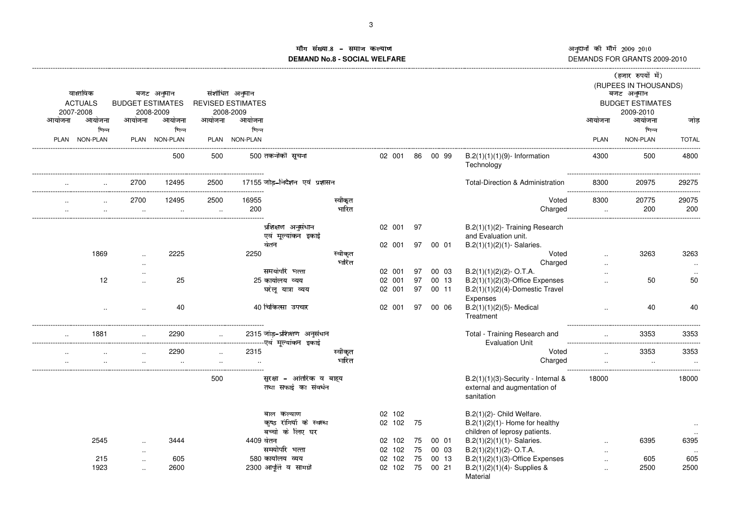# मॉंग संख्या.8 – समाज कल्याण
# DEMAND No.8 - SOCIAL WELFARE

अनुदानों की मॉंगें 2009 2010
DEMANDS FOR GRANTS 2009-2010

(हजार रुपयों में)
(RUPEES IN THOUSANDS)

| वास्तविक ACTUALS 2007-2008 | | बजट अनुमान BUDGET ESTIMATES 2008-2009 | | संशोधित अनुमान REVISED ESTIMATES 2008-2009 | | | | | बजट अनुमान BUDGET ESTIMATES 2009-2010 | | |
|---|---|---|---|---|---|---|---|---|---|---|---|
| आयोजना PLAN | आयोजना भिन्न NON-PLAN | आयोजना PLAN | आयोजना भिन्न NON-PLAN | आयोजना PLAN | आयोजना भिन्न NON-PLAN | | | | आयोजना PLAN | आयोजना भिन्न NON-PLAN | जोड़ TOTAL |
| | | | 500 | 500 | 500 | तकनीकी सूचना | 02 001 86 00 99 | B.2(1)(1)(1)(9)- Information Technology | 4300 | 500 | 4800 |
| .. | .. | 2700 | 12495 | 2500 | 17155 | जोड़–निदेशन एवं प्रशासन | | Total-Direction & Administration | 8300 | 20975 | 29275 |
| .. | .. | 2700 | 12495 | 2500 | 16955 | स्वीकृत | | Voted | 8300 | 20775 | 29075 |
| .. | .. | .. | .. | .. | 200 | भारित | | Charged | .. | 200 | 200 |
| | | | | | | प्रशिक्षण अनुसंधान एवं मूल्यांकन इकाई | 02 001 97 | B.2(1)(1)(2)- Training Research and Evaluation unit. | | | |
| | | | | | | वेतन | 02 001 97 00 01 | B.2(1)(1)(2)(1)- Salaries. | | | |
| | 1869 | .. | 2225 | | 2250 | स्वीकृत | | Voted | .. | 3263 | 3263 |
| | | .. | | | | भारित | | Charged | .. | | .. |
| | | .. | | | | समयोपरि भत्ता | 02 001 97 00 03 | B.2(1)(1)(2)(2)- O.T.A. | .. | | .. |
| | 12 | .. | 25 | | 25 | कार्यालय व्यय | 02 001 97 00 13 | B.2(1)(1)(2)(3)-Office Expenses | .. | 50 | 50 |
| | | | | | | घरेलू यात्रा व्यय | 02 001 97 00 11 | B.2(1)(1)(2)(4)-Domestic Travel Expenses | | | |
| | .. | .. | 40 | | 40 | चिकित्सा उपचार | 02 001 97 00 06 | B.2(1)(1)(2)(5)- Medical Treatment | .. | 40 | 40 |
| .. | 1881 | .. | 2290 | .. | 2315 | जोड़–प्रशिक्षण अनुसंधान एवं मूल्यांकन इकाई | | Total - Training Research and Evaluation Unit | .. | 3353 | 3353 |
| .. | .. | .. | 2290 | .. | 2315 | स्वीकृत | | Voted | .. | 3353 | 3353 |
| .. | .. | .. | .. | .. | .. | भारित | | Charged | .. | .. | .. |
| | | | | 500 | | सुरक्षा – आंतरिक व बाह्य तथा सफाई का संवर्धन | | B.2(1)(1)(3)-Security - Internal & external and augmentation of sanitation | 18000 | | 18000 |
| | | | | | | बाल कल्याण | 02 102 | B.2(1)(2)- Child Welfare. | | | |
| | | | | | | कुष्ठ रोगियों के स्वस्थ बच्चों के लिए घर | 02 102 75 | B.2(1)(2)(1)- Home for healthy children of leprosy patients. | | | .. |
| | 2545 | .. | 3444 | | 4409 | वेतन | 02 102 75 00 01 | B.2(1)(2)(1)(1)- Salaries. | .. | 6395 | 6395 |
| | | .. | | | | समयोपरि भत्ता | 02 102 75 00 03 | B.2(1)(2)(1)(2)- O.T.A. | .. | | .. |
| | 215 | .. | 605 | | 580 | कार्यालय व्यय | 02 102 75 00 13 | B.2(1)(2)(1)(3)-Office Expenses | .. | 605 | 605 |
| | 1923 | .. | 2600 | | 2300 | आपूर्ति व सामग्री | 02 102 75 00 21 | B.2(1)(2)(1)(4)- Supplies & Material | .. | 2500 | 2500 |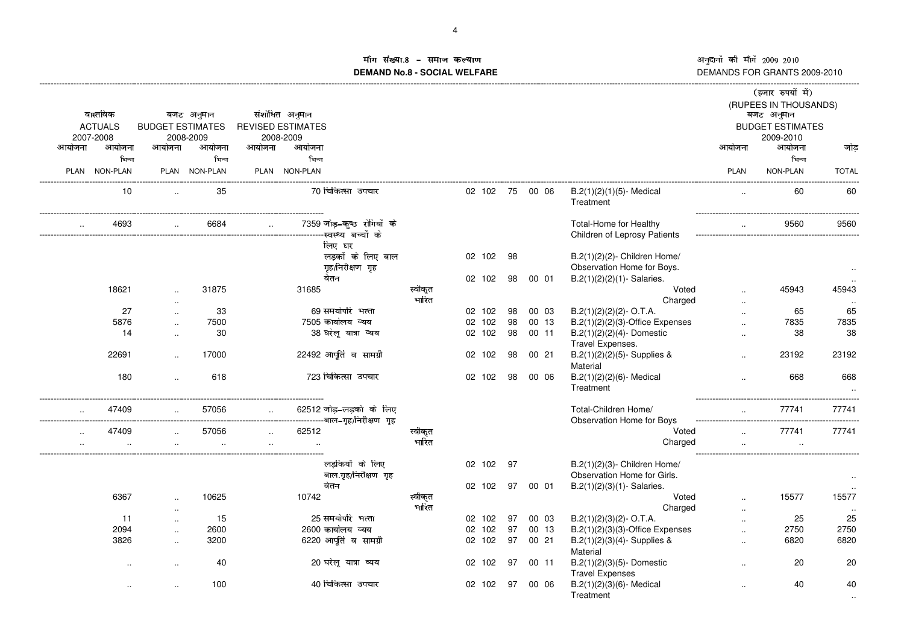मॉंग संख्या.8 – समाज कल्याण
**DEMAND No.8 - SOCIAL WELFARE**

अनुदानों की मॉंगें 2009 2010
DEMANDS FOR GRANTS 2009-2010

(हजार रुपयों में)
(RUPEES IN THOUSANDS)

| वास्तविक ACTUALS 2007-2008 | | बजट अनुमान BUDGET ESTIMATES 2008-2009 | | संशोधित अनुमान REVISED ESTIMATES 2008-2009 | | | | | | | | | | बजट अनुमान BUDGET ESTIMATES 2009-2010 | | |
|---|---|---|---|---|---|---|---|---|---|---|---|---|---|---|---|---|
| आयोजना PLAN | आयोजना भिन्न NON-PLAN | आयोजना PLAN | आयोजना भिन्न NON-PLAN | आयोजना PLAN | आयोजना भिन्न NON-PLAN | | | | | | | | | आयोजना PLAN | आयोजना भिन्न NON-PLAN | जोड़ TOTAL |
| | 10 | .. | 35 | | 70 | चिकित्सा उपचार | | 02 | 102 | 75 | 00 06 | B.2(1)(2)(1)(5)- Medical Treatment | | .. | 60 | 60 |
| .. | 4693 | .. | 6684 | .. | 7359 | जोड़-कुष्ठ रोगियों के स्वस्थ्य बच्चों के लिए घर | | | | | | Total-Home for Healthy Children of Leprosy Patients | | .. | 9560 | 9560 |
| | | | | | | लड़कों के लिए बाल गृह/निरीक्षण गृह | | 02 | 102 | 98 | | B.2(1)(2)(2)- Children Home/ Observation Home for Boys. | | | | .. |
| | | | | | | वेतन | | 02 | 102 | 98 | 00 01 | B.2(1)(2)(2)(1)- Salaries. | | | | .. |
| | 18621 | .. | 31875 | | 31685 | | स्वीकृत | | | | | | Voted | .. | 45943 | 45943 |
| | | .. | | | | | भारित | | | | | | Charged | .. | | .. |
| | 27 | .. | 33 | | 69 | समयोपरि भत्ता | | 02 | 102 | 98 | 00 03 | B.2(1)(2)(2)(2)- O.T.A. | | .. | 65 | 65 |
| | 5876 | .. | 7500 | | 7505 | कार्यालय व्यय | | 02 | 102 | 98 | 00 13 | B.2(1)(2)(2)(3)-Office Expenses | | .. | 7835 | 7835 |
| | 14 | .. | 30 | | 38 | घरेलू यात्रा व्यय | | 02 | 102 | 98 | 00 11 | B.2(1)(2)(2)(4)- Domestic Travel Expenses. | | .. | 38 | 38 |
| | 22691 | .. | 17000 | | 22492 | आपूर्ति व सामग्री | | 02 | 102 | 98 | 00 21 | B.2(1)(2)(2)(5)- Supplies & Material | | .. | 23192 | 23192 |
| | 180 | .. | 618 | | 723 | चिकित्सा उपचार | | 02 | 102 | 98 | 00 06 | B.2(1)(2)(2)(6)- Medical Treatment | | .. | 668 | 668 .. |
| .. | 47409 | .. | 57056 | .. | 62512 | जोड़-लड़को के लिए बाल-गृह/निरीक्षण गृह | | | | | | Total-Children Home/ Observation Home for Boys | | .. | 77741 | 77741 |
| .. | 47409 | .. | 57056 | .. | 62512 | | स्वीकृत | | | | | | Voted | .. | 77741 | 77741 |
| .. | .. | .. | .. | .. | .. | | भारित | | | | | | Charged | .. | .. | |
| | | | | | | लड़कियों के लिए बाल.गृह/निरीक्षण गृह | | 02 | 102 | 97 | | B.2(1)(2)(3)- Children Home/ Observation Home for Girls. | | | | .. |
| | | | | | | वेतन | | 02 | 102 | 97 | 00 01 | B.2(1)(2)(3)(1)- Salaries. | | | | .. |
| | 6367 | .. | 10625 | | 10742 | | स्वीकृत | | | | | | Voted | .. | 15577 | 15577 |
| | | .. | | | | | भारित | | | | | | Charged | .. | | .. |
| | 11 | .. | 15 | | 25 | समयोपरि भत्ता | | 02 | 102 | 97 | 00 03 | B.2(1)(2)(3)(2)- O.T.A. | | .. | 25 | 25 |
| | 2094 | .. | 2600 | | 2600 | कार्यालय व्यय | | 02 | 102 | 97 | 00 13 | B.2(1)(2)(3)(3)-Office Expenses | | .. | 2750 | 2750 |
| | 3826 | .. | 3200 | | 6220 | आपूर्ति व सामग्री | | 02 | 102 | 97 | 00 21 | B.2(1)(2)(3)(4)- Supplies & Material | | .. | 6820 | 6820 |
| | .. | .. | 40 | | 20 | घरेलू यात्रा व्यय | | 02 | 102 | 97 | 00 11 | B.2(1)(2)(3)(5)- Domestic Travel Expenses | | .. | 20 | 20 |
| | .. | .. | 100 | | 40 | चिकित्सा उपचार | | 02 | 102 | 97 | 00 06 | B.2(1)(2)(3)(6)- Medical Treatment | | .. | 40 | 40 .. |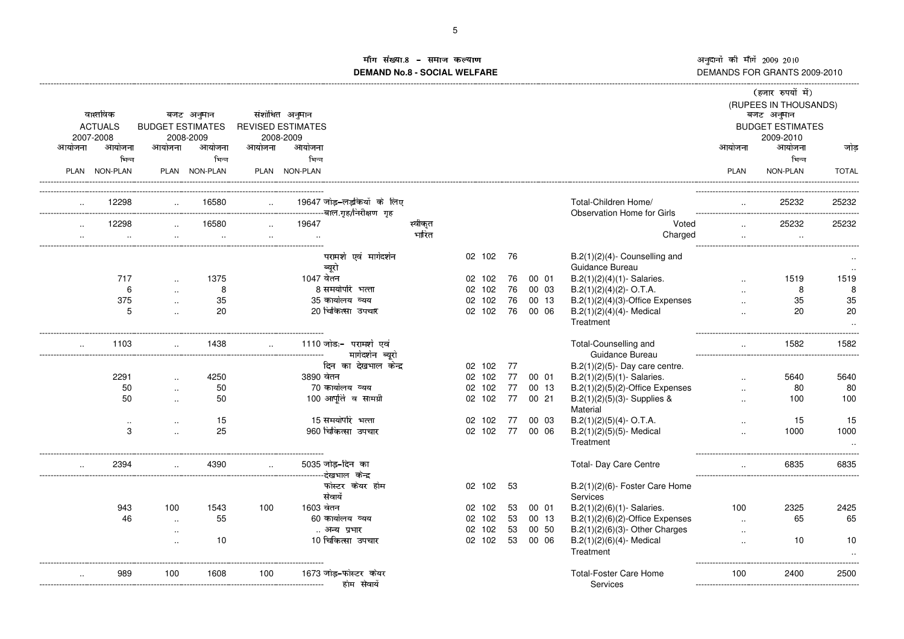# माँग संख्या.8 - समाज कल्याण
## DEMAND No.8 - SOCIAL WELFARE

अनुदानों की माँगें 2009 2010
DEMANDS FOR GRANTS 2009-2010

(हजार रुपयों में)
(RUPEES IN THOUSANDS)

| वास्तविक ACTUALS 2007-2008 आयोजना PLAN | आयोजना भिन्न NON-PLAN | बजट अनुमान BUDGET ESTIMATES 2008-2009 आयोजना PLAN | आयोजना भिन्न NON-PLAN | संशोधित अनुमान REVISED ESTIMATES 2008-2009 आयोजना PLAN | आयोजना भिन्न NON-PLAN | | | | | | | | बजट अनुमान BUDGET ESTIMATES 2009-2010 आयोजना PLAN | आयोजना भिन्न NON-PLAN | जोड़ TOTAL |
|---|---|---|---|---|---|---|---|---|---|---|---|---|---|---|---|
| .. | 12298 | .. | 16580 | .. | 19647 | जोड़-लड़कियों के लिए बाल.गृह/निरीक्षण गृह | | | | | | Total-Children Home/ Observation Home for Girls | .. | 25232 | 25232 |
| .. | 12298 | .. | 16580 | .. | 19647 | स्वीकृत | | | | | | Voted | .. | 25232 | 25232 |
| .. | .. | .. | .. | .. | .. | भारित | | | | | | Charged | .. | .. | |
| | | | | | | परामर्श एवं मार्गदर्शन ब्यूरो | 02 | 102 | 76 | | | B.2(1)(2)(4)- Counselling and Guidance Bureau | | | .. |
| | 717 | .. | 1375 | | 1047 | वेतन | 02 | 102 | 76 | 00 | 01 | B.2(1)(2)(4)(1)- Salaries. | .. | 1519 | 1519 |
| | 6 | .. | 8 | | 8 | समयोपरि भत्ता | 02 | 102 | 76 | 00 | 03 | B.2(1)(2)(4)(2)- O.T.A. | .. | 8 | 8 |
| | 375 | .. | 35 | | 35 | कार्यालय व्यय | 02 | 102 | 76 | 00 | 13 | B.2(1)(2)(4)(3)-Office Expenses | .. | 35 | 35 |
| | 5 | .. | 20 | | 20 | चिकित्सा उपचार | 02 | 102 | 76 | 00 | 06 | B.2(1)(2)(4)(4)- Medical Treatment | .. | 20 | 20 |
| .. | 1103 | .. | 1438 | .. | 1110 | जोड़:- परामर्श एवं मार्गदर्शन ब्यूरो | | | | | | Total-Counselling and Guidance Bureau | .. | 1582 | 1582 |
| | | | | | | दिन का देखभाल केन्द्र | 02 | 102 | 77 | | | B.2(1)(2)(5)- Day care centre. | | | |
| | 2291 | .. | 4250 | | 3890 | वेतन | 02 | 102 | 77 | 00 | 01 | B.2(1)(2)(5)(1)- Salaries. | .. | 5640 | 5640 |
| | 50 | .. | 50 | | 70 | कार्यालय व्यय | 02 | 102 | 77 | 00 | 13 | B.2(1)(2)(5)(2)-Office Expenses | .. | 80 | 80 |
| | 50 | .. | 50 | | 100 | आपूर्ति व सामग्री | 02 | 102 | 77 | 00 | 21 | B.2(1)(2)(5)(3)- Supplies & Material | .. | 100 | 100 |
| | .. | .. | 15 | | 15 | समयोपरि भत्ता | 02 | 102 | 77 | 00 | 03 | B.2(1)(2)(5)(4)- O.T.A. | .. | 15 | 15 |
| | 3 | .. | 25 | | 960 | चिकित्सा उपचार | 02 | 102 | 77 | 00 | 06 | B.2(1)(2)(5)(5)- Medical Treatment | .. | 1000 | 1000 |
| .. | 2394 | .. | 4390 | .. | 5035 | जोड़-दिन का देखभाल केन्द्र | | | | | | Total- Day Care Centre | .. | 6835 | 6835 |
| | | | | | | फोस्टर केयर होम सेवायें | 02 | 102 | 53 | | | B.2(1)(2)(6)- Foster Care Home Services | | | |
| | 943 | 100 | 1543 | 100 | 1603 | वेतन | 02 | 102 | 53 | 00 | 01 | B.2(1)(2)(6)(1)- Salaries. | 100 | 2325 | 2425 |
| | 46 | .. | 55 | | 60 | कार्यालय व्यय | 02 | 102 | 53 | 00 | 13 | B.2(1)(2)(6)(2)-Office Expenses | .. | 65 | 65 |
| | | .. | | | .. | अन्य प्रभार | 02 | 102 | 53 | 00 | 50 | B.2(1)(2)(6)(3)- Other Charges | .. | | |
| | | .. | 10 | | 10 | चिकित्सा उपचार | 02 | 102 | 53 | 00 | 06 | B.2(1)(2)(6)(4)- Medical Treatment | .. | 10 | 10 |
| .. | 989 | 100 | 1608 | 100 | 1673 | जोड़-फोस्टर केयर होम सेवायें | | | | | | Total-Foster Care Home Services | 100 | 2400 | 2500 |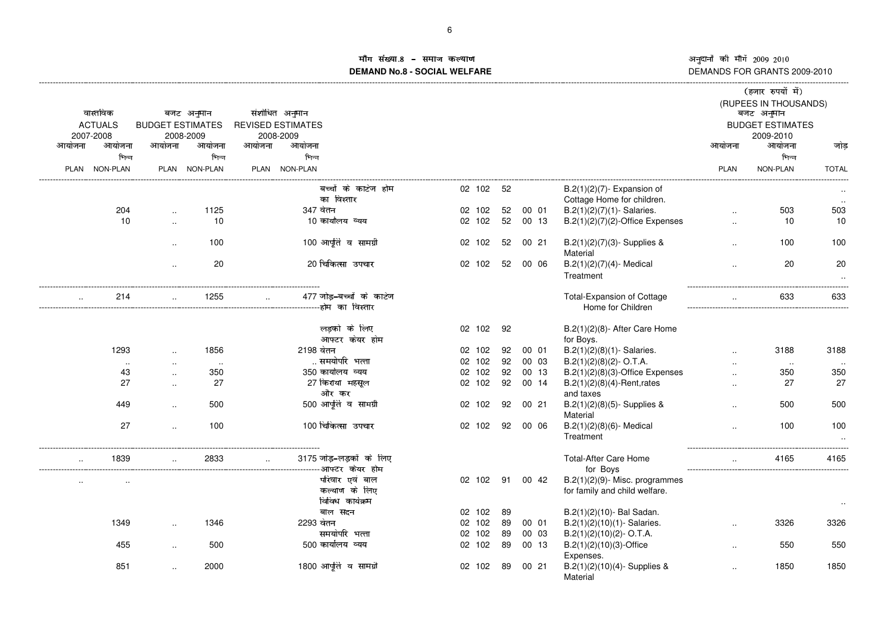# मॉग संख्या.8 – समाज कल्याण
# DEMAND No.8 - SOCIAL WELFARE

अनुदानों की मॉगें 2009 2010
DEMANDS FOR GRANTS 2009-2010

(हजार रुपयों में)
(RUPEES IN THOUSANDS)

| वास्तविक ACTUALS 2007-2008 | | बजट अनुमान BUDGET ESTIMATES 2008-2009 | | संशोधित अनुमान REVISED ESTIMATES 2008-2009 | | | | | | | | बजट अनुमान BUDGET ESTIMATES 2009-2010 | | |
|---|---|---|---|---|---|---|---|---|---|---|---|---|---|---|
| आयोजना PLAN | आयोजना भिन्न NON-PLAN | आयोजना PLAN | आयोजना भिन्न NON-PLAN | आयोजना PLAN | आयोजना भिन्न NON-PLAN | | | | | | | आयोजना PLAN | आयोजना भिन्न NON-PLAN | जोड़ TOTAL |
| | | | | | | बच्चों के काटेज होम का विस्तार | 02 102 | 52 | | | B.2(1)(2)(7)- Expansion of Cottage Home for children. | | | .. |
| | 204 | .. | 1125 | | 347 | वेतन | 02 102 | 52 | 00 | 01 | B.2(1)(2)(7)(1)- Salaries. | .. | 503 | 503 |
| | 10 | .. | 10 | | 10 | कार्यालय व्यय | 02 102 | 52 | 00 | 13 | B.2(1)(2)(7)(2)-Office Expenses | .. | 10 | 10 |
| | | .. | 100 | | 100 | आपूर्ति व सामग्री | 02 102 | 52 | 00 | 21 | B.2(1)(2)(7)(3)- Supplies & Material | .. | 100 | 100 |
| | | .. | 20 | | 20 | चिकित्सा उपचार | 02 102 | 52 | 00 | 06 | B.2(1)(2)(7)(4)- Medical Treatment | .. | 20 | 20 .. |
| .. | 214 | .. | 1255 | .. | 477 | जोड़-बच्चों के काटेज होम का विस्तार | | | | | Total-Expansion of Cottage Home for Children | .. | 633 | 633 |
| | | | | | | लड़को के लिए आफ्टर केयर होम | 02 102 | 92 | | | B.2(1)(2)(8)- After Care Home for Boys. | | | |
| | 1293 | .. | 1856 | | 2198 | वेतन | 02 102 | 92 | 00 | 01 | B.2(1)(2)(8)(1)- Salaries. | .. | 3188 | 3188 |
| | .. | .. | .. | | .. | समयोपरि भत्ता | 02 102 | 92 | 00 | 03 | B.2(1)(2)(8)(2)- O.T.A. | .. | .. | .. |
| | 43 | .. | 350 | | 350 | कार्यालय व्यय | 02 102 | 92 | 00 | 13 | B.2(1)(2)(8)(3)-Office Expenses | .. | 350 | 350 |
| | 27 | .. | 27 | | 27 | किराया महसूल और कर | 02 102 | 92 | 00 | 14 | B.2(1)(2)(8)(4)-Rent,rates and taxes | .. | 27 | 27 |
| | 449 | .. | 500 | | 500 | आपूर्ति व सामग्री | 02 102 | 92 | 00 | 21 | B.2(1)(2)(8)(5)- Supplies & Material | .. | 500 | 500 |
| | 27 | .. | 100 | | 100 | चिकित्सा उपचार | 02 102 | 92 | 00 | 06 | B.2(1)(2)(8)(6)- Medical Treatment | .. | 100 | 100 .. |
| .. | 1839 | .. | 2833 | .. | 3175 | जोड़-लड़कों के लिए आफ्टर केयर होम | | | | | Total-After Care Home for Boys | .. | 4165 | 4165 |
| .. | .. | | | | | परिवार एवं बाल कल्याण के लिए विविध कार्यक्रम | 02 102 | 91 | 00 | 42 | B.2(1)(2)(9)- Misc. programmes for family and child welfare. | | | .. |
| | | | | | | बाल सदन | 02 102 | 89 | | | B.2(1)(2)(10)- Bal Sadan. | | | |
| | 1349 | .. | 1346 | | 2293 | वेतन | 02 102 | 89 | 00 | 01 | B.2(1)(2)(10)(1)- Salaries. | .. | 3326 | 3326 |
| | | | | | | समयोपरि भत्ता | 02 102 | 89 | 00 | 03 | B.2(1)(2)(10)(2)- O.T.A. | | | |
| | 455 | .. | 500 | | 500 | कार्यालय व्यय | 02 102 | 89 | 00 | 13 | B.2(1)(2)(10)(3)-Office Expenses. | .. | 550 | 550 |
| | 851 | .. | 2000 | | 1800 | आपूर्ति व सामग्री | 02 102 | 89 | 00 | 21 | B.2(1)(2)(10)(4)- Supplies & Material | .. | 1850 | 1850 |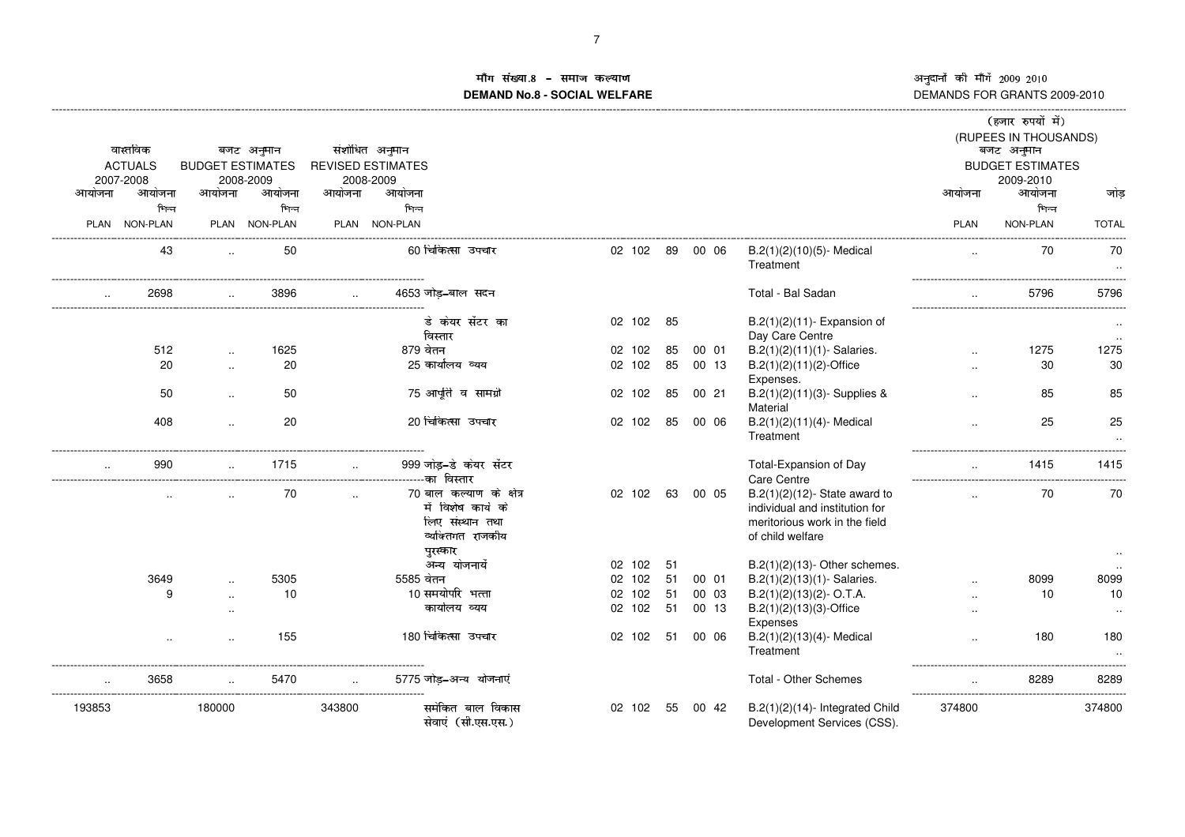# मॉंग संख्या.8 - समाज कल्याण
# DEMAND No.8 - SOCIAL WELFARE

अनुदानों की मॉंगें 2009 2010
DEMANDS FOR GRANTS 2009-2010

(हजार रुपयों में)
(RUPEES IN THOUSANDS)

| वास्तविक ACTUALS 2007-2008 | | बजट अनुमान BUDGET ESTIMATES 2008-2009 | | संशोधित अनुमान REVISED ESTIMATES 2008-2009 | | | | | | | | बजट अनुमान BUDGET ESTIMATES 2009-2010 | | |
|---|---|---|---|---|---|---|---|---|---|---|---|---|---|---|
| आयोजना PLAN | आयोजना भिन्न NON-PLAN | आयोजना PLAN | आयोजना भिन्न NON-PLAN | आयोजना PLAN | आयोजना भिन्न NON-PLAN | | | | | | | आयोजना PLAN | आयोजना भिन्न NON-PLAN | जोड़ TOTAL |
| | 43 | .. | 50 | | 60 | चिकित्सा उपचार | 02 102 | 89 | 00 06 | B.2(1)(2)(10)(5)- Medical Treatment | | .. | 70 | 70 .. |
| .. | 2698 | .. | 3896 | .. | 4653 | जोड़-बाल सदन | | | | Total - Bal Sadan | | .. | 5796 | 5796 |
| | | | | | | डे केयर सेंटर का विस्तार | 02 102 | 85 | | B.2(1)(2)(11)- Expansion of Day Care Centre | | | | .. .. |
| | 512 | .. | 1625 | | 879 | वेतन | 02 102 | 85 | 00 01 | B.2(1)(2)(11)(1)- Salaries. | | .. | 1275 | 1275 |
| | 20 | .. | 20 | | 25 | कार्यालय व्यय | 02 102 | 85 | 00 13 | B.2(1)(2)(11)(2)-Office Expenses. | | .. | 30 | 30 |
| | 50 | .. | 50 | | 75 | आपूर्ति व सामग्री | 02 102 | 85 | 00 21 | B.2(1)(2)(11)(3)- Supplies & Material | | .. | 85 | 85 |
| | 408 | .. | 20 | | 20 | चिकित्सा उपचार | 02 102 | 85 | 00 06 | B.2(1)(2)(11)(4)- Medical Treatment | | .. | 25 | 25 .. |
| .. | 990 | .. | 1715 | .. | 999 | जोड़-डे केयर सेंटर का विस्तार | | | | Total-Expansion of Day Care Centre | | .. | 1415 | 1415 |
| | .. | .. | 70 | .. | 70 | बाल कल्याण के क्षेत्र में विशेष कार्य के लिए संस्थान तथा व्यक्तिगत राजकीय पुरस्कार | 02 102 | 63 | 00 05 | B.2(1)(2)(12)- State award to individual and institution for meritorious work in the field of child welfare | | .. | 70 | 70 .. |
| | | | | | | अन्य योजनायें | 02 102 | 51 | | B.2(1)(2)(13)- Other schemes. | | | | .. |
| | 3649 | .. | 5305 | | 5585 | वेतन | 02 102 | 51 | 00 01 | B.2(1)(2)(13)(1)- Salaries. | | .. | 8099 | 8099 |
| | 9 | .. | 10 | | 10 | समयोपरि भत्ता | 02 102 | 51 | 00 03 | B.2(1)(2)(13)(2)- O.T.A. | | .. | 10 | 10 |
| | | .. | | | | कार्यालय व्यय | 02 102 | 51 | 00 13 | B.2(1)(2)(13)(3)-Office Expenses | | .. | | .. |
| | .. | .. | 155 | | 180 | चिकित्सा उपचार | 02 102 | 51 | 00 06 | B.2(1)(2)(13)(4)- Medical Treatment | | .. | 180 | 180 .. |
| .. | 3658 | .. | 5470 | .. | 5775 | जोड़-अन्य योजनाएं | | | | Total - Other Schemes | | .. | 8289 | 8289 |
| 193853 | | 180000 | | 343800 | | समेकित बाल विकास सेवाएं (सी.एस.एस.) | 02 102 | 55 | 00 42 | B.2(1)(2)(14)- Integrated Child Development Services (CSS). | | 374800 | | 374800 |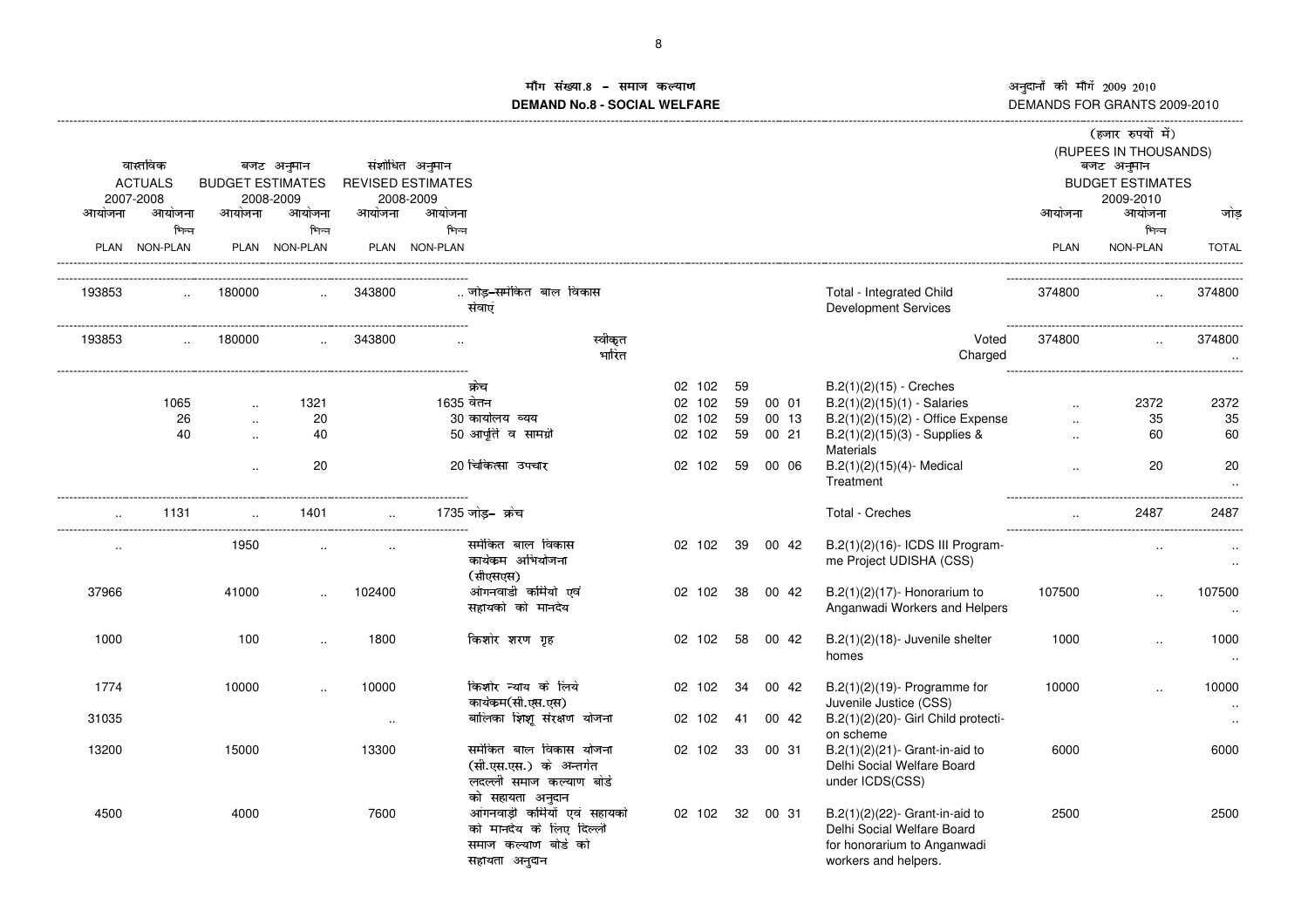# मॉग संख्या.8 - समाज कल्याण
# DEMAND No.8 - SOCIAL WELFARE

अनुदानों की मॉगें 2009 2010
DEMANDS FOR GRANTS 2009-2010

(हजार रुपयों में)
(RUPEES IN THOUSANDS)

| वास्तविक ACTUALS 2007-2008 | | बजट अनुमान BUDGET ESTIMATES 2008-2009 | | संशोधित अनुमान REVISED ESTIMATES 2008-2009 | | | | | | | | | बजट अनुमान BUDGET ESTIMATES 2009-2010 | | |
|---|---|---|---|---|---|---|---|---|---|---|---|---|---|---|---|
| आयोजना PLAN | आयोजना भिन्न NON-PLAN | आयोजना PLAN | आयोजना भिन्न NON-PLAN | आयोजना PLAN | आयोजना भिन्न NON-PLAN | | | | | | | | आयोजना PLAN | आयोजना भिन्न NON-PLAN | जोड़ TOTAL |
| 193853 | .. | 180000 | .. | 343800 | .. | जोड़-समेकित बाल विकास संवाएं | | | | | | Total - Integrated Child Development Services | 374800 | .. | 374800 |
| 193853 | .. | 180000 | .. | 343800 | .. | स्वीकृत / भारित | | | | | | Voted / Charged | 374800 | .. | 374800 / .. |
| | | | | | | क्रेच | 02 | 102 | 59 | | | B.2(1)(2)(15) - Creches | | | |
| | 1065 | .. | 1321 | | 1635 | वेतन | 02 | 102 | 59 | 00 | 01 | B.2(1)(2)(15)(1) - Salaries | .. | 2372 | 2372 |
| | 26 | .. | 20 | | 30 | कार्यालय व्यय | 02 | 102 | 59 | 00 | 13 | B.2(1)(2)(15)(2) - Office Expense | .. | 35 | 35 |
| | 40 | .. | 40 | | 50 | आपूर्ति व सामग्री | 02 | 102 | 59 | 00 | 21 | B.2(1)(2)(15)(3) - Supplies & Materials | .. | 60 | 60 |
| | | .. | 20 | | 20 | चिकित्सा उपचार | 02 | 102 | 59 | 00 | 06 | B.2(1)(2)(15)(4)- Medical Treatment | .. | 20 | 20 / .. |
| .. | 1131 | .. | 1401 | .. | 1735 | जोड़- क्रेच | | | | | | Total - Creches | .. | 2487 | 2487 |
| .. | | 1950 | .. | .. | | समेकित बाल विकास कार्यक्रम अभियोजना (सीएसएस) | 02 | 102 | 39 | 00 | 42 | B.2(1)(2)(16)- ICDS III Programme Project UDISHA (CSS) | | .. | .. / .. |
| 37966 | | 41000 | .. | 102400 | | आंगनवाडी कर्मियो एवं सहायको को मानदेय | 02 | 102 | 38 | 00 | 42 | B.2(1)(2)(17)- Honorarium to Anganwadi Workers and Helpers | 107500 | .. | 107500 / .. |
| 1000 | | 100 | .. | 1800 | | किशोर शरण गृह | 02 | 102 | 58 | 00 | 42 | B.2(1)(2)(18)- Juvenile shelter homes | 1000 | .. | 1000 / .. |
| 1774 | | 10000 | .. | 10000 | | किशोर न्याय के लिये कार्यक्रम(सी.एस.एस) | 02 | 102 | 34 | 00 | 42 | B.2(1)(2)(19)- Programme for Juvenile Justice (CSS) | 10000 | .. | 10000 / .. |
| 31035 | | | | .. | | बालिका शिशू संरक्षण योजना | 02 | 102 | 41 | 00 | 42 | B.2(1)(2)(20)- Girl Child protection scheme | | | .. |
| 13200 | | 15000 | | 13300 | | समेकित बाल विकास योजना (सी.एस.एस.) के अन्तर्गत ल्दल्ली समाज कल्याण बोर्ड को सहायता अनुदान | 02 | 102 | 33 | 00 | 31 | B.2(1)(2)(21)- Grant-in-aid to Delhi Social Welfare Board under ICDS(CSS) | 6000 | | 6000 |
| 4500 | | 4000 | | 7600 | | आंगनवाडी कर्मियों एवं सहायकों को मानदेय के लिए दिल्ली समाज कल्याण बोर्ड को सहायता अनुदान | 02 | 102 | 32 | 00 | 31 | B.2(1)(2)(22)- Grant-in-aid to Delhi Social Welfare Board for honorarium to Anganwadi workers and helpers. | 2500 | | 2500 |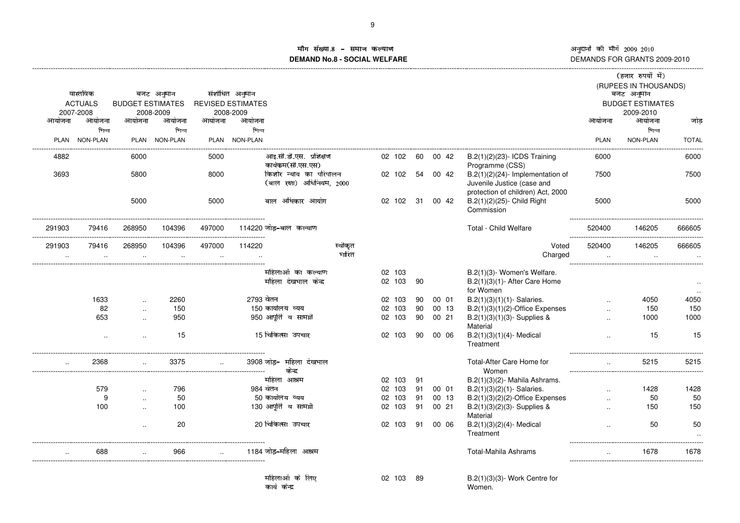**मौग संख्या.8 - समाज कल्याण**
**DEMAND No.8 - SOCIAL WELFARE**

अनुदानों की मौगें 2009 2010
DEMANDS FOR GRANTS 2009-2010

(हजार रुपयों में)
(RUPEES IN THOUSANDS)

| वास्तविक ACTUALS 2007-2008 | | बजट अनुमान BUDGET ESTIMATES 2008-2009 | | संशोधित अनुमान REVISED ESTIMATES 2008-2009 | | | | | | | | | बजट अनुमान BUDGET ESTIMATES 2009-2010 | | |
|---|---|---|---|---|---|---|---|---|---|---|---|---|---|---|---|
| आयोजना PLAN | आयोजना भिन्न NON-PLAN | आयोजना PLAN | आयोजना भिन्न NON-PLAN | आयोजना PLAN | आयोजना भिन्न NON-PLAN | | | | | | | | आयोजना PLAN | आयोजना भिन्न NON-PLAN | जोड़ TOTAL |
| 4882 | | 6000 | | 5000 | | आइ.सी.डी.एस. प्रशिक्षण कार्यक्रम(सी.एस.एस) | 02 | 102 | 60 | 00 42 | | B.2(1)(2)(23)- ICDS Training Programme (CSS) | 6000 | | 6000 |
| 3693 | | 5800 | | 8000 | | किशोर न्याय का परिपालन (बाल रक्षा) अधिनियम, 2000 | 02 | 102 | 54 | 00 42 | | B.2(1)(2)(24)- Implementation of Juvenile Justice (case and protection of children) Act, 2000 | 7500 | | 7500 |
| | | 5000 | | 5000 | | बाल अधिकार आयोग | 02 | 102 | 31 | 00 42 | | B.2(1)(2)(25)- Child Right Commission | 5000 | | 5000 |
| 291903 | 79416 | 268950 | 104396 | 497000 | 114220 | जोड़-बाल कल्याण | | | | | | Total - Child Welfare | 520400 | 146205 | 666605 |
| 291903 | 79416 | 268950 | 104396 | 497000 | 114220 | स्वीकृत | | | | | | Voted | 520400 | 146205 | 666605 |
| .. | .. | .. | .. | .. | .. | भारित | | | | | | Charged | .. | .. | .. |
| | | | | | | महिलाओं का कल्याण | 02 | 103 | | | | B.2(1)(3)- Women's Welfare. | | | |
| | | | | | | महिला देखभाल केंद्र | 02 | 103 | 90 | | | B.2(1)(3)(1)- After Care Home for Women | | | .. |
| | 1633 | .. | 2260 | | 2793 | वेतन | 02 | 103 | 90 | 00 01 | | B.2(1)(3)(1)(1)- Salaries. | .. | 4050 | 4050 |
| | 82 | .. | 150 | | 150 | कार्यालय व्यय | 02 | 103 | 90 | 00 13 | | B.2(1)(3)(1)(2)-Office Expenses | .. | 150 | 150 |
| | 653 | .. | 950 | | 950 | आपूर्ति व सामग्री | 02 | 103 | 90 | 00 21 | | B.2(1)(3)(1)(3)- Supplies & Material | .. | 1000 | 1000 |
| | .. | .. | 15 | | 15 | चिकित्सा उपचार | 02 | 103 | 90 | 00 06 | | B.2(1)(3)(1)(4)- Medical Treatment | .. | 15 | 15 |
| .. | 2368 | .. | 3375 | .. | 3908 | जोड़- महिला देखभाल केन्द्र | | | | | | Total-After Care Home for Women | .. | 5215 | 5215 |
| | | | | | | महिला आश्रम | 02 | 103 | 91 | | | B.2(1)(3)(2)- Mahila Ashrams. | | | |
| | 579 | .. | 796 | | 984 | वेतन | 02 | 103 | 91 | 00 01 | | B.2(1)(3)(2)(1)- Salaries. | .. | 1428 | 1428 |
| | 9 | .. | 50 | | 50 | कार्यालय व्यय | 02 | 103 | 91 | 00 13 | | B.2(1)(3)(2)(2)-Office Expenses | .. | 50 | 50 |
| | 100 | .. | 100 | | 130 | आपूर्ति व सामग्री | 02 | 103 | 91 | 00 21 | | B.2(1)(3)(2)(3)- Supplies & Material | .. | 150 | 150 |
| | | .. | 20 | | 20 | चिकित्सा उपचार | 02 | 103 | 91 | 00 06 | | B.2(1)(3)(2)(4)- Medical Treatment | .. | 50 | 50 .. |
| .. | 688 | .. | 966 | .. | 1184 | जोड़-महिला आश्रम | | | | | | Total-Mahila Ashrams | .. | 1678 | 1678 |
| | | | | | | महिलाओं के लिए कार्य केन्द्र | 02 | 103 | 89 | | | B.2(1)(3)(3)- Work Centre for Women. | | | |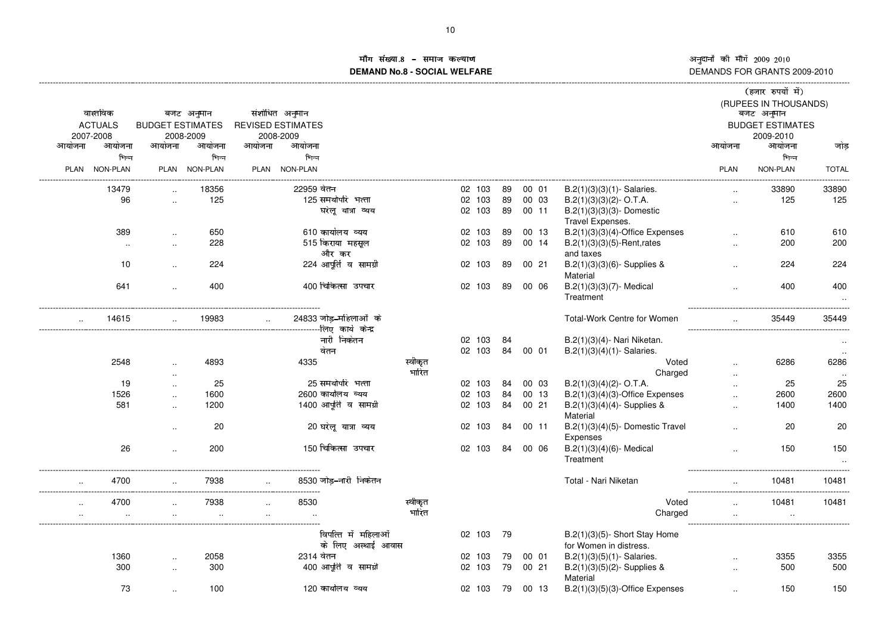# मॉग संख्या.8 – समाज कल्याण
# DEMAND No.8 - SOCIAL WELFARE

अनुदानों की मॉगें 2009 2010
DEMANDS FOR GRANTS 2009-2010

(हजार रुपयों में)
(RUPEES IN THOUSANDS)

| वास्तविक ACTUALS 2007-2008 | | बजट अनुमान BUDGET ESTIMATES 2008-2009 | | संशोधित अनुमान REVISED ESTIMATES 2008-2009 | | | | | | | | | | बजट अनुमान BUDGET ESTIMATES 2009-2010 | | |
|---|---|---|---|---|---|---|---|---|---|---|---|---|---|---|---|---|
| आयोजना PLAN | आयोजना भिन्न NON-PLAN | आयोजना PLAN | आयोजना भिन्न NON-PLAN | आयोजना PLAN | आयोजना भिन्न NON-PLAN | | | | | | | | | आयोजना PLAN | आयोजना भिन्न NON-PLAN | जोड़ TOTAL |
| | 13479 | .. | 18356 | | 22959 | वेतन | | 02 | 103 | 89 | 00 01 | | B.2(1)(3)(3)(1)- Salaries. | .. | 33890 | 33890 |
| | 96 | .. | 125 | | 125 | समयोपरि भत्ता | | 02 | 103 | 89 | 00 03 | | B.2(1)(3)(3)(2)- O.T.A. | .. | 125 | 125 |
| | | | | | | घरेलू यात्रा व्यय | | 02 | 103 | 89 | 00 11 | | B.2(1)(3)(3)(3)- Domestic Travel Expenses. | | | |
| | 389 | .. | 650 | | 610 | कार्यालय व्यय | | 02 | 103 | 89 | 00 13 | | B.2(1)(3)(3)(4)-Office Expenses | .. | 610 | 610 |
| | .. | .. | 228 | | 515 | किराया महसूल और कर | | 02 | 103 | 89 | 00 14 | | B.2(1)(3)(3)(5)-Rent,rates and taxes | .. | 200 | 200 |
| | 10 | .. | 224 | | 224 | आपूर्ति व सामग्री | | 02 | 103 | 89 | 00 21 | | B.2(1)(3)(3)(6)- Supplies & Material | .. | 224 | 224 |
| | 641 | .. | 400 | | 400 | चिकित्सा उपचार | | 02 | 103 | 89 | 00 06 | | B.2(1)(3)(3)(7)- Medical Treatment | .. | 400 | 400 |
| | | | | | | | | | | | | | | | | .. |
| .. | 14615 | .. | 19983 | .. | 24833 | जोड़–महिलाओं के लिए कार्य केन्द्र | | | | | | | Total-Work Centre for Women | .. | 35449 | 35449 |
| | | | | | | नारी निकेतन | | 02 | 103 | 84 | | | B.2(1)(3)(4)- Nari Niketan. | | | .. |
| | | | | | | वेतन | | 02 | 103 | 84 | 00 01 | | B.2(1)(3)(4)(1)- Salaries. | | | .. |
| | 2548 | .. | 4893 | | 4335 | | स्वीकृत | | | | | | Voted | .. | 6286 | 6286 |
| | | .. | | | | | भारित | | | | | | Charged | .. | | .. |
| | 19 | .. | 25 | | 25 | समयोपरि भत्ता | | 02 | 103 | 84 | 00 03 | | B.2(1)(3)(4)(2)- O.T.A. | .. | 25 | 25 |
| | 1526 | .. | 1600 | | 2600 | कार्यालय व्यय | | 02 | 103 | 84 | 00 13 | | B.2(1)(3)(4)(3)-Office Expenses | .. | 2600 | 2600 |
| | 581 | .. | 1200 | | 1400 | आपूर्ति व सामग्री | | 02 | 103 | 84 | 00 21 | | B.2(1)(3)(4)(4)- Supplies & Material | .. | 1400 | 1400 |
| | | .. | 20 | | 20 | घरेलू यात्रा व्यय | | 02 | 103 | 84 | 00 11 | | B.2(1)(3)(4)(5)- Domestic Travel Expenses | .. | 20 | 20 |
| | 26 | .. | 200 | | 150 | चिकित्सा उपचार | | 02 | 103 | 84 | 00 06 | | B.2(1)(3)(4)(6)- Medical Treatment | .. | 150 | 150 |
| | | | | | | | | | | | | | | | | .. |
| .. | 4700 | .. | 7938 | .. | 8530 | जोड़–नारी निकेतन | | | | | | | Total - Nari Niketan | .. | 10481 | 10481 |
| .. | 4700 | .. | 7938 | .. | 8530 | | स्वीकृत | | | | | | Voted | .. | 10481 | 10481 |
| .. | .. | .. | .. | .. | .. | | भारित | | | | | | Charged | .. | .. | |
| | | | | | | विपत्ति में महिलाओं के लिए अस्थाई आवास | | 02 | 103 | 79 | | | B.2(1)(3)(5)- Short Stay Home for Women in distress. | | | |
| | 1360 | .. | 2058 | | 2314 | वेतन | | 02 | 103 | 79 | 00 01 | | B.2(1)(3)(5)(1)- Salaries. | .. | 3355 | 3355 |
| | 300 | .. | 300 | | 400 | आपूर्ति व सामग्री | | 02 | 103 | 79 | 00 21 | | B.2(1)(3)(5)(2)- Supplies & Material | .. | 500 | 500 |
| | 73 | .. | 100 | | 120 | कार्यालय व्यय | | 02 | 103 | 79 | 00 13 | | B.2(1)(3)(5)(3)-Office Expenses | .. | 150 | 150 |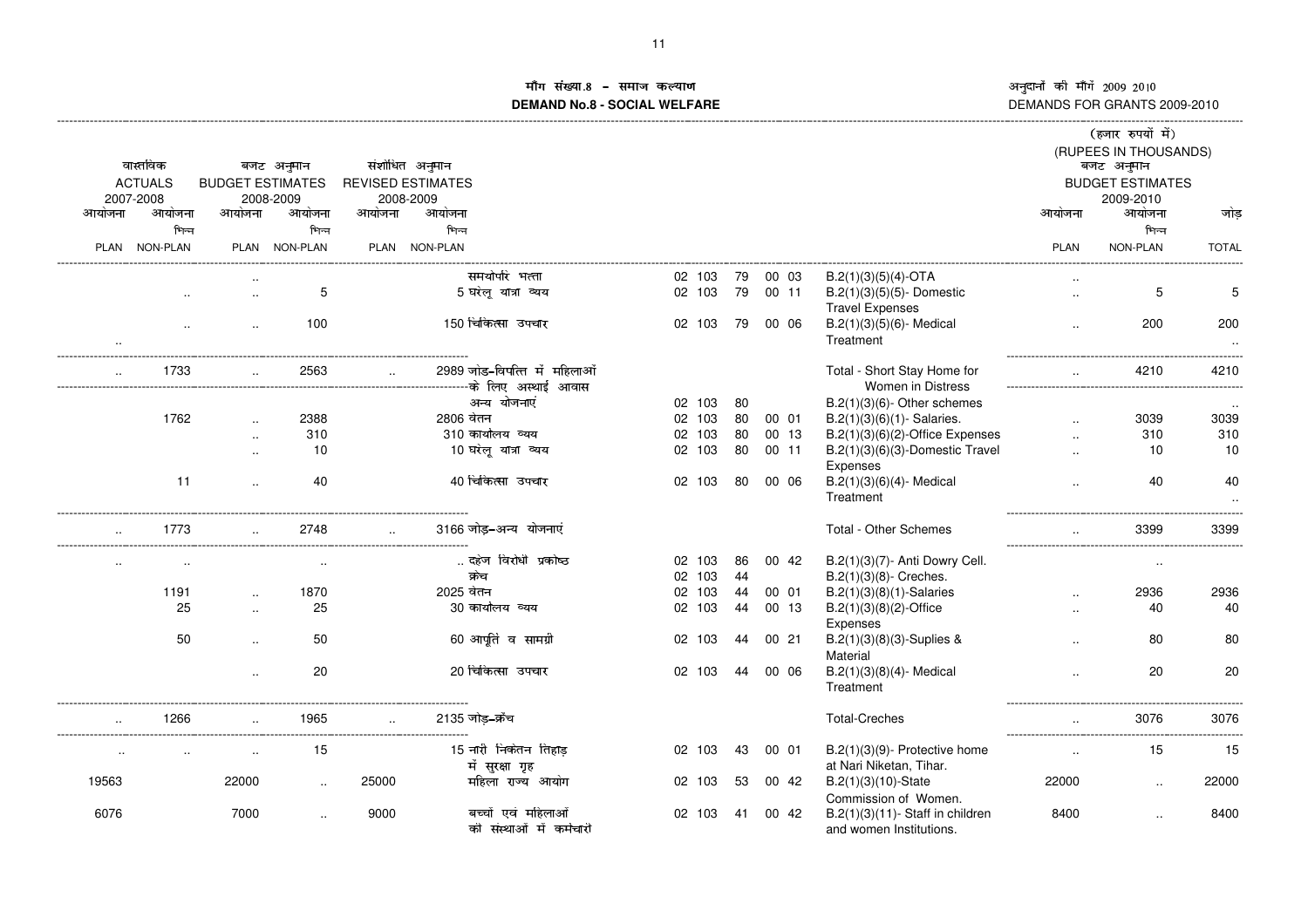# मौग संख्या.8 - समाज कल्याण
# DEMAND No.8 - SOCIAL WELFARE

अनुदानों की मौगें 2009 2010
DEMANDS FOR GRANTS 2009-2010

(हजार रुपयों में)
(RUPEES IN THOUSANDS)

| वास्तविक ACTUALS 2007-2008 | | बजट अनुमान BUDGET ESTIMATES 2008-2009 | | संशोधित अनुमान REVISED ESTIMATES 2008-2009 | | | | | | | | | बजट अनुमान BUDGET ESTIMATES 2009-2010 | | |
|---|---|---|---|---|---|---|---|---|---|---|---|---|---|---|---|
| आयोजना PLAN | आयोजना भिन्न NON-PLAN | आयोजना PLAN | आयोजना भिन्न NON-PLAN | आयोजना PLAN | आयोजना भिन्न NON-PLAN | | | | | | | | आयोजना PLAN | आयोजना भिन्न NON-PLAN | जोड़ TOTAL |
| | | .. | | | | समयोपरि भत्ता | 02 103 | 79 | 00 03 | | | B.2(1)(3)(5)(4)-OTA | .. | | |
| | .. | .. | 5 | | 5 | घरेलू यात्रा व्यय | 02 103 | 79 | 00 11 | | | B.2(1)(3)(5)(5)- Domestic Travel Expenses | .. | 5 | 5 |
| .. | .. | .. | 100 | | 150 | चिकित्सा उपचार | 02 103 | 79 | 00 06 | | | B.2(1)(3)(5)(6)- Medical Treatment | .. | 200 | 200 .. |
| .. | 1733 | .. | 2563 | .. | 2989 | जोड़-विपत्ति में महिलाओं के लिए अस्थाई आवास | | | | | | Total - Short Stay Home for Women in Distress | .. | 4210 | 4210 |
| | | | | | | अन्य योजनाएं | 02 103 | 80 | | | | B.2(1)(3)(6)- Other schemes | | | .. |
| | 1762 | .. | 2388 | | 2806 | वेतन | 02 103 | 80 | 00 01 | | | B.2(1)(3)(6)(1)- Salaries. | .. | 3039 | 3039 |
| | | .. | 310 | | 310 | कार्यालय व्यय | 02 103 | 80 | 00 13 | | | B.2(1)(3)(6)(2)-Office Expenses | .. | 310 | 310 |
| | | .. | 10 | | 10 | घरेलू यात्रा व्यय | 02 103 | 80 | 00 11 | | | B.2(1)(3)(6)(3)-Domestic Travel Expenses | .. | 10 | 10 |
| | 11 | .. | 40 | | 40 | चिकित्सा उपचार | 02 103 | 80 | 00 06 | | | B.2(1)(3)(6)(4)- Medical Treatment | .. | 40 | 40 .. |
| .. | 1773 | .. | 2748 | .. | 3166 | जोड़-अन्य योजनाएं | | | | | | Total - Other Schemes | .. | 3399 | 3399 |
| .. | .. | .. | .. | | .. | दहेज विरोधी प्रकोष्ठ | 02 103 | 86 | 00 42 | | | B.2(1)(3)(7)- Anti Dowry Cell. | | .. | |
| | | | | | | क्रैच | 02 103 | 44 | | | | B.2(1)(3)(8)- Creches. | | | |
| | 1191 | .. | 1870 | | 2025 | वेतन | 02 103 | 44 | 00 01 | | | B.2(1)(3)(8)(1)-Salaries | .. | 2936 | 2936 |
| | 25 | .. | 25 | | 30 | कार्यालय व्यय | 02 103 | 44 | 00 13 | | | B.2(1)(3)(8)(2)-Office Expenses | .. | 40 | 40 |
| | 50 | .. | 50 | | 60 | आपूर्ति व सामग्री | 02 103 | 44 | 00 21 | | | B.2(1)(3)(8)(3)-Suplies & Material | .. | 80 | 80 |
| | | .. | 20 | | 20 | चिकित्सा उपचार | 02 103 | 44 | 00 06 | | | B.2(1)(3)(8)(4)- Medical Treatment | .. | 20 | 20 |
| .. | 1266 | .. | 1965 | .. | 2135 | जोड़-क्रैच | | | | | | Total-Creches | .. | 3076 | 3076 |
| .. | .. | .. | 15 | | 15 | नारी निकेतन तिहाड़ में सुरक्षा गृह | 02 103 | 43 | 00 01 | | | B.2(1)(3)(9)- Protective home at Nari Niketan, Tihar. | .. | 15 | 15 |
| 19563 | | 22000 | .. | 25000 | | महिला राज्य आयोग | 02 103 | 53 | 00 42 | | | B.2(1)(3)(10)-State Commission of Women. | 22000 | .. | 22000 |
| 6076 | | 7000 | .. | 9000 | | बच्चों एवं महिलाओं की संस्थाओं में कर्मचारी | 02 103 | 41 | 00 42 | | | B.2(1)(3)(11)- Staff in children and women Institutions. | 8400 | .. | 8400 |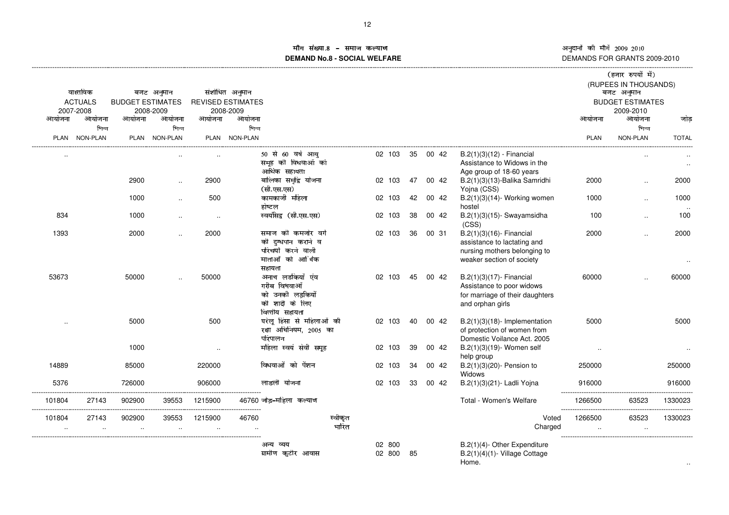मॉंग संख्या.8 - समाज कल्याण
**DEMAND No.8 - SOCIAL WELFARE**

अनुदानों की मॉंगें 2009 2010
DEMANDS FOR GRANTS 2009-2010

(हजार रुपयों में)
(RUPEES IN THOUSANDS)

| वास्तविक ACTUALS 2007-2008 | | बजट अनुमान BUDGET ESTIMATES 2008-2009 | | संशोधित अनुमान REVISED ESTIMATES 2008-2009 | | | | | | | | बजट अनुमान BUDGET ESTIMATES 2009-2010 | | |
|---|---|---|---|---|---|---|---|---|---|---|---|---|---|---|
| आयोजना PLAN | आयोजना भिन्न NON-PLAN | आयोजना PLAN | आयोजना भिन्न NON-PLAN | आयोजना PLAN | आयोजना भिन्न NON-PLAN | | | | | | | आयोजना PLAN | आयोजना भिन्न NON-PLAN | जोड़ TOTAL |
| .. | | | .. | .. | | 50 से 60 वर्ष आयु समूह की विधवाओं को आर्थिक सहायता | 02 103 | 35 | 00 42 | | B.2(1)(3)(12) - Financial Assistance to Widows in the Age group of 18-60 years | | .. | .. .. |
| | | 2900 | .. | 2900 | | बालिका समृद्घि योजना (सी.एस.एस) | 02 103 | 47 | 00 42 | | B.2(1)(3)(13)-Balika Samridhi Yojna (CSS) | 2000 | .. | 2000 |
| | | 1000 | .. | 500 | | कामकाजी महिला होष्टल | 02 103 | 42 | 00 42 | | B.2(1)(3)(14)- Working women hostel | 1000 | .. | 1000 .. |
| 834 | | 1000 | .. | .. | | स्वयंसिद्घ (सी.एस.एस) | 02 103 | 38 | 00 42 | | B.2(1)(3)(15)- Swayamsidha (CSS) | 100 | .. | 100 |
| 1393 | | 2000 | .. | 2000 | | समाज की कमजोर वर्ग की दुग्धपान कराने व परिचर्या करने वाली माताओं को आर्थिक सहायता | 02 103 | 36 | 00 31 | | B.2(1)(3)(16)- Financial assistance to lactating and nursing mothers belonging to weaker section of society | 2000 | .. | 2000 .. |
| 53673 | | 50000 | .. | 50000 | | अनाथ लड़कियों एंव गरीब विधवाओं को उनकी लड़कियों की शादी के लिए वित्तीय सहायता | 02 103 | 45 | 00 42 | | B.2(1)(3)(17)- Financial Assistance to poor widows for marriage of their daughters and orphan girls | 60000 | .. | 60000 |
| .. | | 5000 | | 500 | | घरेलू हिंसा से महिलाओं की रक्षा अधिनियम, 2005 का परिपालन | 02 103 | 40 | 00 42 | | B.2(1)(3)(18)- Implementation of protection of women from Domestic Voilance Act. 2005 | 5000 | | 5000 |
| | | 1000 | | .. | | महिला स्वयं सेवी समूह | 02 103 | 39 | 00 42 | | B.2(1)(3)(19)- Women self help group | .. | | .. |
| 14889 | | 85000 | | 220000 | | विधवाओं को पेंशन | 02 103 | 34 | 00 42 | | B.2(1)(3)(20)- Pension to Widows | 250000 | | 250000 |
| 5376 | | 726000 | | 906000 | | लाडली योजना | 02 103 | 33 | 00 42 | | B.2(1)(3)(21)- Ladli Yojna | 916000 | | 916000 |
| 101804 | 27143 | 902900 | 39553 | 1215900 | 46760 | जोड़-महिला कल्याण | | | | | Total - Women's Welfare | 1266500 | 63523 | 1330023 |
| 101804 | 27143 | 902900 | 39553 | 1215900 | 46760 | स्वीकृत | | | | | Voted | 1266500 | 63523 | 1330023 |
| .. | .. | .. | .. | .. | .. | भारित | | | | | Charged | .. | .. | |
| | | | | | | अन्य व्यय | 02 800 | | | | B.2(1)(4)- Other Expenditure | | | |
| | | | | | | ग्रामीण कुटीर आवास | 02 800 | 85 | | | B.2(1)(4)(1)- Village Cottage Home. | | | .. |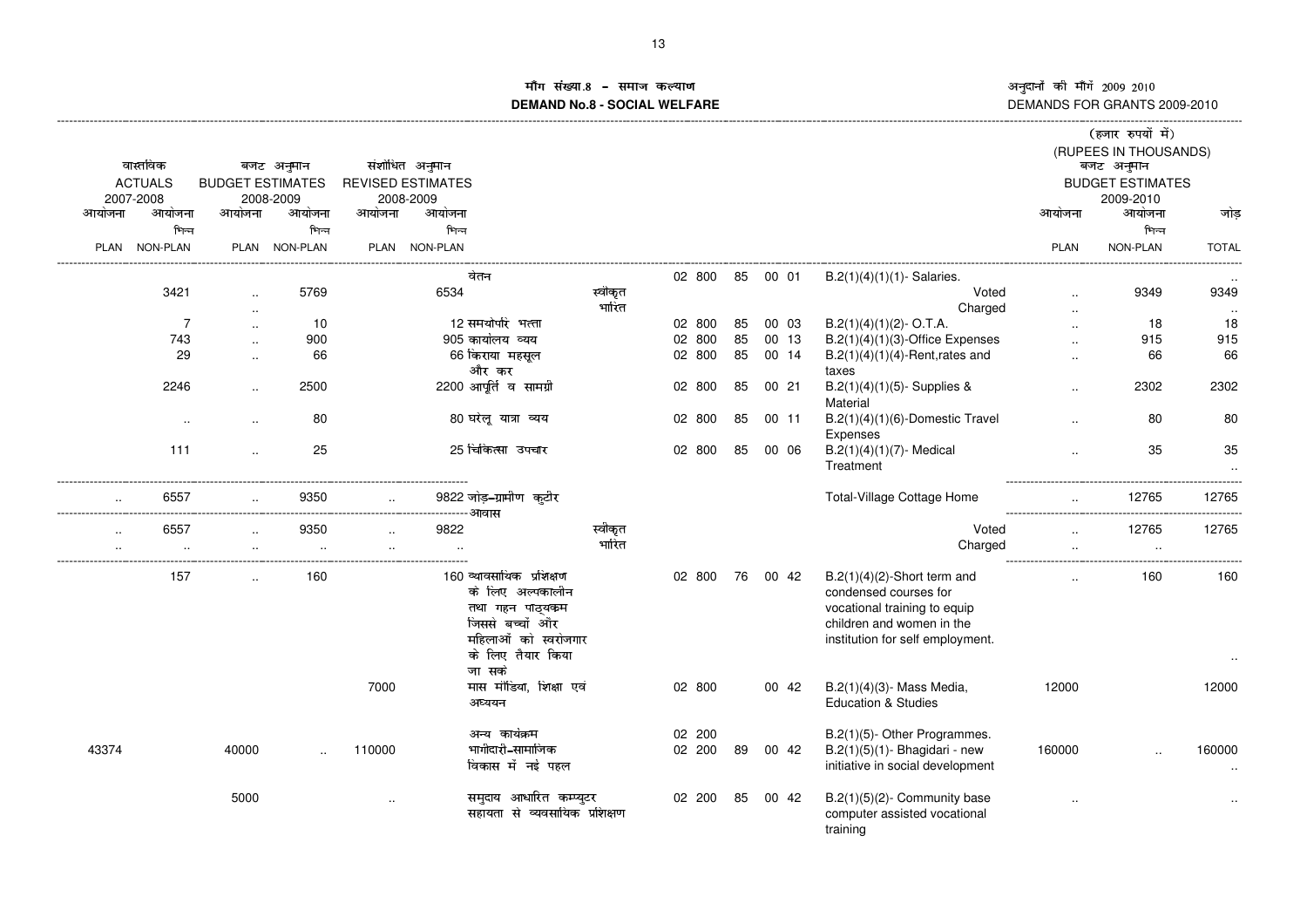# मॉंग संख्या.8 - समाज कल्याण
# DEMAND No.8 - SOCIAL WELFARE

अनुदानों की मॉंगें 2009 2010
DEMANDS FOR GRANTS 2009-2010

(हजार रुपयों में)
(RUPEES IN THOUSANDS)

| वास्तविक ACTUALS 2007-2008 | | बजट अनुमान BUDGET ESTIMATES 2008-2009 | | संशोधित अनुमान REVISED ESTIMATES 2008-2009 | | | | | | | | | | बजट अनुमान BUDGET ESTIMATES 2009-2010 | | |
|---|---|---|---|---|---|---|---|---|---|---|---|---|---|---|---|---|
| आयोजना PLAN | आयोजना भिन्न NON-PLAN | आयोजना PLAN | आयोजना भिन्न NON-PLAN | आयोजना PLAN | आयोजना भिन्न NON-PLAN | | | | | | | | | आयोजना PLAN | आयोजना भिन्न NON-PLAN | जोड़ TOTAL |
| | | | | | | वेतन | | 02 800 | 85 | 00 01 | B.2(1)(4)(1)(1)- Salaries. | | | | | .. |
| | 3421 | .. | 5769 | | 6534 | | स्वीकृत | | | | | Voted | | .. | 9349 | 9349 |
| | | .. | | | | | भारित | | | | | Charged | | .. | | .. |
| | 7 | .. | 10 | | 12 | समयोपरि भत्ता | | 02 800 | 85 | 00 03 | B.2(1)(4)(1)(2)- O.T.A. | | | .. | 18 | 18 |
| | 743 | .. | 900 | | 905 | कार्यालय व्यय | | 02 800 | 85 | 00 13 | B.2(1)(4)(1)(3)-Office Expenses | | | .. | 915 | 915 |
| | 29 | .. | 66 | | 66 | किराया महसूल और कर | | 02 800 | 85 | 00 14 | B.2(1)(4)(1)(4)-Rent,rates and taxes | | | .. | 66 | 66 |
| | 2246 | .. | 2500 | | 2200 | आपूर्ति व सामग्री | | 02 800 | 85 | 00 21 | B.2(1)(4)(1)(5)- Supplies & Material | | | .. | 2302 | 2302 |
| | .. | .. | 80 | | 80 | घरेलू यात्रा व्यय | | 02 800 | 85 | 00 11 | B.2(1)(4)(1)(6)-Domestic Travel Expenses | | | .. | 80 | 80 |
| | 111 | .. | 25 | | 25 | चिकित्सा उपचार | | 02 800 | 85 | 00 06 | B.2(1)(4)(1)(7)- Medical Treatment | | | .. | 35 | 35 .. |
| .. | 6557 | .. | 9350 | .. | 9822 | जोड़-ग्रामीण कुटीर आवास | | | | | Total-Village Cottage Home | | | .. | 12765 | 12765 |
| .. | 6557 | .. | 9350 | .. | 9822 | | स्वीकृत | | | | | Voted | | .. | 12765 | 12765 |
| .. | .. | .. | .. | .. | .. | | भारित | | | | | Charged | | .. | .. | |
| | 157 | .. | 160 | | 160 | व्यावसायिक प्रशिक्षण के लिए अल्पकालीन तथा गहन पाठ्यक्रम जिससे बच्चों और महिलाओं को स्वरोजगार के लिए तैयार किया जा सकें | | 02 800 | 76 | 00 42 | B.2(1)(4)(2)-Short term and condensed courses for vocational training to equip children and women in the institution for self employment. | | | .. | 160 | 160 .. |
| | | | | 7000 | | मास मीडिया, शिक्षा एवं अध्ययन | | 02 800 | | 00 42 | B.2(1)(4)(3)- Mass Media, Education & Studies | | | 12000 | | 12000 |
| | | | | | | अन्य कार्यक्रम | | 02 200 | | | B.2(1)(5)- Other Programmes. | | | | | |
| 43374 | | 40000 | .. | 110000 | | भागीदारी-सामाजिक विकास में नई पहल | | 02 200 | 89 | 00 42 | B.2(1)(5)(1)- Bhagidari - new initiative in social development | | | 160000 | .. | 160000 .. |
| | | 5000 | | .. | | समुदाय आधारित कम्प्युटर सहायता से व्यवसायिक प्रशिक्षण | | 02 200 | 85 | 00 42 | B.2(1)(5)(2)- Community base computer assisted vocational training | | | .. | | .. |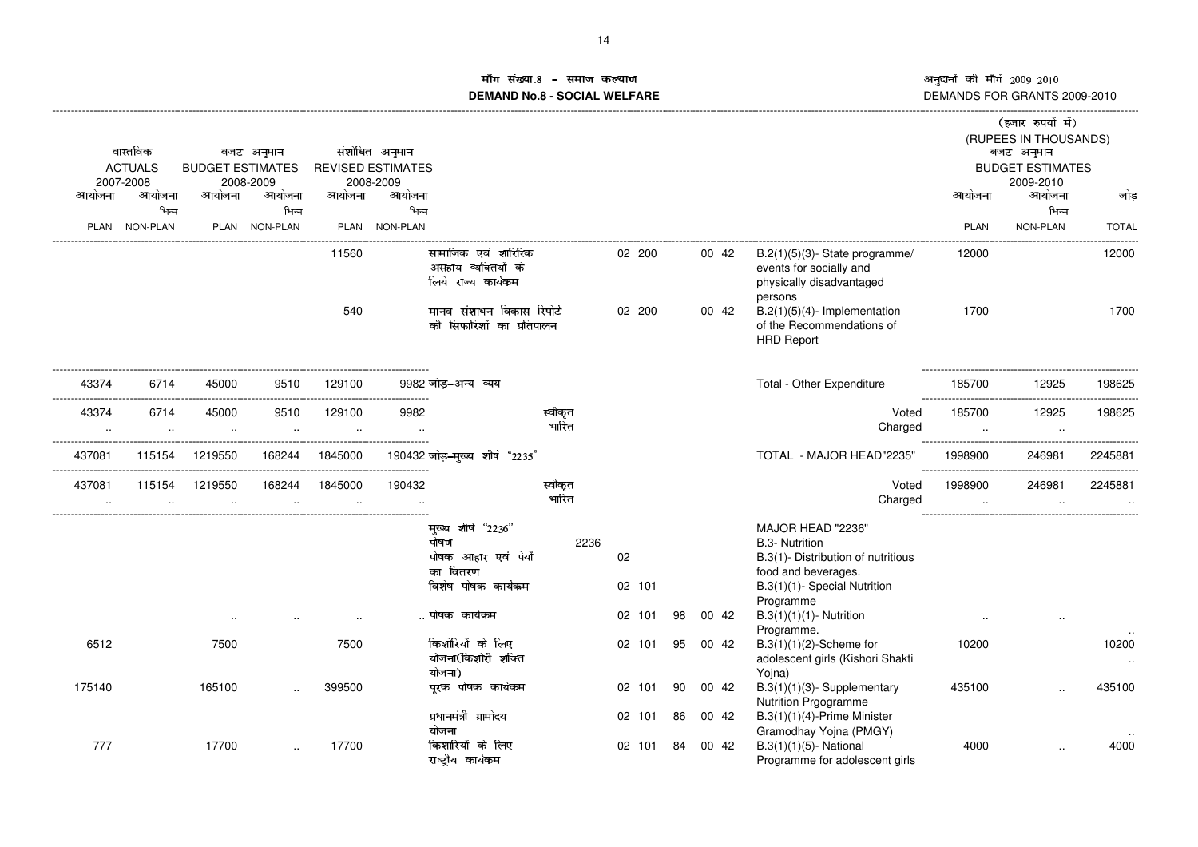# माँग संख्या.8 - समाज कल्याण
# DEMAND No.8 - SOCIAL WELFARE

अनुदानों की माँगें 2009 2010
DEMANDS FOR GRANTS 2009-2010

(हजार रुपयों में)
(RUPEES IN THOUSANDS)

| वास्तविक ACTUALS 2007-2008 आयोजना PLAN | आयोजना भिन्न NON-PLAN | बजट अनुमान BUDGET ESTIMATES 2008-2009 आयोजना PLAN | आयोजना भिन्न NON-PLAN | संशोधित अनुमान REVISED ESTIMATES 2008-2009 आयोजना PLAN | आयोजना भिन्न NON-PLAN | | | | | | | बजट अनुमान BUDGET ESTIMATES 2009-2010 आयोजना PLAN | आयोजना भिन्न NON-PLAN | जोड़ TOTAL |
|---|---|---|---|---|---|---|---|---|---|---|---|---|---|---|
| | | | | 11560 | | सामाजिक एवं शारीरिक असहाय व्यक्तियों के लिये राज्य कार्यक्रम | | 02 200 | | 00 42 | B.2(1)(5)(3)- State programme/ events for socially and physically disadvantaged persons | 12000 | | 12000 |
| | | | | 540 | | मानव संशाधन विकास रिपोर्ट की सिफारिशों का प्रतिपालन | | 02 200 | | 00 42 | B.2(1)(5)(4)- Implementation of the Recommendations of the HRD Report | 1700 | | 1700 |
| 43374 | 6714 | 45000 | 9510 | 129100 | 9982 | जोड़-अन्य व्यय | | | | | Total - Other Expenditure | 185700 | 12925 | 198625 |
| 43374 | 6714 | 45000 | 9510 | 129100 | 9982 | स्वीकृत | | | | | Voted | 185700 | 12925 | 198625 |
| .. | .. | .. | .. | .. | .. | भारित | | | | | Charged | .. | .. | |
| 437081 | 115154 | 1219550 | 168244 | 1845000 | 190432 | जोड़-मुख्य शीर्ष "2235" | | | | | TOTAL - MAJOR HEAD"2235" | 1998900 | 246981 | 2245881 |
| 437081 | 115154 | 1219550 | 168244 | 1845000 | 190432 | स्वीकृत | | | | | Voted | 1998900 | 246981 | 2245881 |
| .. | .. | .. | .. | .. | .. | भारित | | | | | Charged | .. | .. | .. |
| | | | | | | मुख्य शीर्ष "2236" | | | | | MAJOR HEAD "2236" | | | |
| | | | | | | पोषण | 2236 | | | | B.3- Nutrition | | | |
| | | | | | | पोषक आहार एवं पेयों का वितरण | | 02 | | | B.3(1)- Distribution of nutritious food and beverages. | | | |
| | | | | | | विशेष पोषक कार्यक्रम | | 02 101 | | | B.3(1)(1)- Special Nutrition Programme | | | |
| | | .. | .. | .. | .. | पोषक कार्यक्रम | | 02 101 | 98 | 00 42 | B.3(1)(1)(1)- Nutrition Programme. | .. | .. | .. |
| 6512 | | 7500 | | 7500 | | किशोरियों के लिए योजना(किशोरी शक्ति योजना) | | 02 101 | 95 | 00 42 | B.3(1)(1)(2)-Scheme for adolescent girls (Kishori Shakti Yojna) | 10200 | | 10200 .. |
| 175140 | | 165100 | .. | 399500 | | पूरक पोषक कार्यक्रम | | 02 101 | 90 | 00 42 | B.3(1)(1)(3)- Supplementary Nutrition Prgogramme | 435100 | .. | 435100 |
| | | | | | | प्रधानमंत्री ग्रामोदय योजना | | 02 101 | 86 | 00 42 | B.3(1)(1)(4)-Prime Minister Gramodhay Yojna (PMGY) | | | .. |
| 777 | | 17700 | .. | 17700 | | किशोरियों के लिए राष्ट्रीय कार्यक्रम | | 02 101 | 84 | 00 42 | B.3(1)(1)(5)- National Programme for adolescent girls | 4000 | .. | 4000 |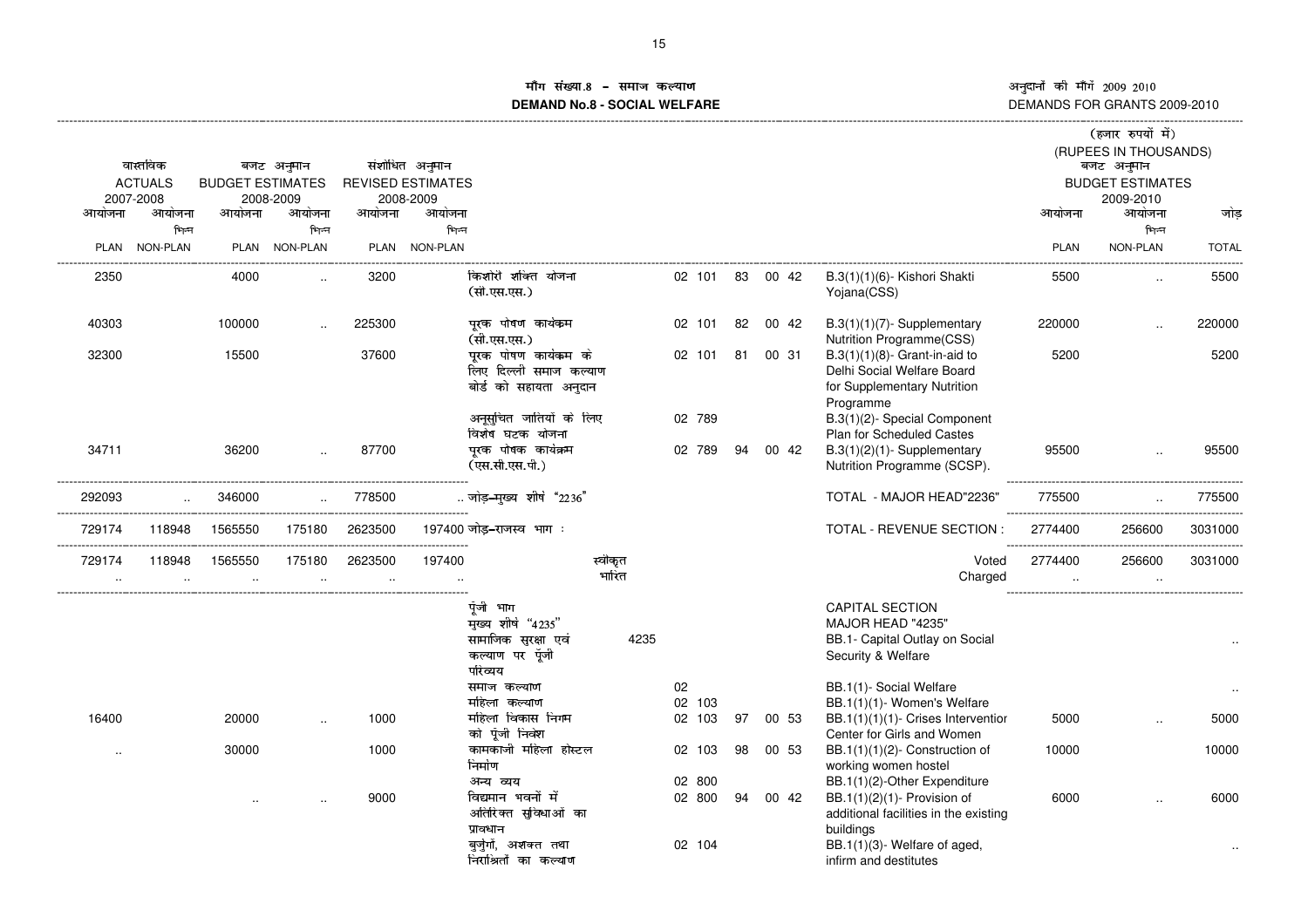# मांग संख्या.8 - समाज कल्याण
# DEMAND No.8 - SOCIAL WELFARE

अनुदानों की मांगें 2009 2010
DEMANDS FOR GRANTS 2009-2010

(हजार रुपयों में)
(RUPEES IN THOUSANDS)

| वास्तविक ACTUALS 2007-2008 | | बजट अनुमान BUDGET ESTIMATES 2008-2009 | | संशोधित अनुमान REVISED ESTIMATES 2008-2009 | | | | | | | | | बजट अनुमान BUDGET ESTIMATES 2009-2010 | | |
|---|---|---|---|---|---|---|---|---|---|---|---|---|---|---|---|
| आयोजना PLAN | आयोजना भिन्न NON-PLAN | आयोजना PLAN | आयोजना भिन्न NON-PLAN | आयोजना PLAN | आयोजना भिन्न NON-PLAN | | | | | | | | आयोजना PLAN | आयोजना भिन्न NON-PLAN | जोड़ TOTAL |
| 2350 | | 4000 | .. | 3200 | | किशोरी शक्ति योजना (सी.एस.एस.) | 02 101 | 83 | 00 | 42 | | B.3(1)(1)(6)- Kishori Shakti Yojana(CSS) | 5500 | .. | 5500 |
| 40303 | | 100000 | .. | 225300 | | पूरक पोषण कार्यक्रम (सी.एस.एस.) | 02 101 | 82 | 00 | 42 | | B.3(1)(1)(7)- Supplementary Nutrition Programme(CSS) | 220000 | .. | 220000 |
| 32300 | | 15500 | | 37600 | | पूरक पोषण कार्यक्रम के लिए दिल्ली समाज कल्याण बोर्ड को सहायता अनुदान | 02 101 | 81 | 00 | 31 | | B.3(1)(1)(8)- Grant-in-aid to Delhi Social Welfare Board for Supplementary Nutrition Programme | 5200 | | 5200 |
| | | | | | | अनूसुचित जातियों के लिए विशेष घटक योजना | 02 789 | | | | | B.3(1)(2)- Special Component Plan for Scheduled Castes | | | |
| 34711 | | 36200 | .. | 87700 | | पूरक पोषक कार्यक्रम (एस.सी.एस.पी.) | 02 789 | 94 | 00 | 42 | | B.3(1)(2)(1)- Supplementary Nutrition Programme (SCSP). | 95500 | .. | 95500 |
| 292093 | .. | 346000 | .. | 778500 | .. | जोड़-मुख्य शीर्ष "2236" | | | | | | TOTAL - MAJOR HEAD"2236" | 775500 | .. | 775500 |
| 729174 | 118948 | 1565550 | 175180 | 2623500 | 197400 | जोड़-राजस्व भाग : | | | | | | TOTAL - REVENUE SECTION : | 2774400 | 256600 | 3031000 |
| 729174 | 118948 | 1565550 | 175180 | 2623500 | 197400 | स्वीकृत | | | | | | Voted | 2774400 | 256600 | 3031000 |
| .. | .. | .. | .. | .. | .. | भारित | | | | | | Charged | .. | .. | |
| | | | | | | पूंजी भाग | | | | | | CAPITAL SECTION | | | |
| | | | | | | मुख्य शीर्ष "4235" | | | | | | MAJOR HEAD "4235" | | | |
| | | | | | | सामाजिक सुरक्षा एवं कल्याण पर पूंजी परिव्यय | 4235 | | | | | BB.1- Capital Outlay on Social Security & Welfare | | | .. |
| | | | | | | समाज कल्याण | 02 | | | | | BB.1(1)- Social Welfare | | | .. |
| | | | | | | महिला कल्याण | 02 103 | | | | | BB.1(1)(1)- Women's Welfare | | | |
| 16400 | | 20000 | .. | 1000 | | महिला विकास निगम को पूंजी निवेश | 02 103 | 97 | 00 | 53 | | BB.1(1)(1)(1)- Crises Interventior Center for Girls and Women | 5000 | .. | 5000 |
| .. | | 30000 | | 1000 | | कामकाजी महिला होस्टल निर्माण | 02 103 | 98 | 00 | 53 | | BB.1(1)(1)(2)- Construction of working women hostel | 10000 | | 10000 |
| | | | | | | अन्य व्यय | 02 800 | | | | | BB.1(1)(2)-Other Expenditure | | | |
| | | .. | .. | 9000 | | विद्यमान भवनों में अतिरिक्त सुविधाओं का प्रावधान | 02 800 | 94 | 00 | 42 | | BB.1(1)(2)(1)- Provision of additional facilities in the existing buildings | 6000 | .. | 6000 |
| | | | | | | बुजुर्गो, अशक्त तथा निराश्रितों का कल्याण | 02 104 | | | | | BB.1(1)(3)- Welfare of aged, infirm and destitutes | | | .. |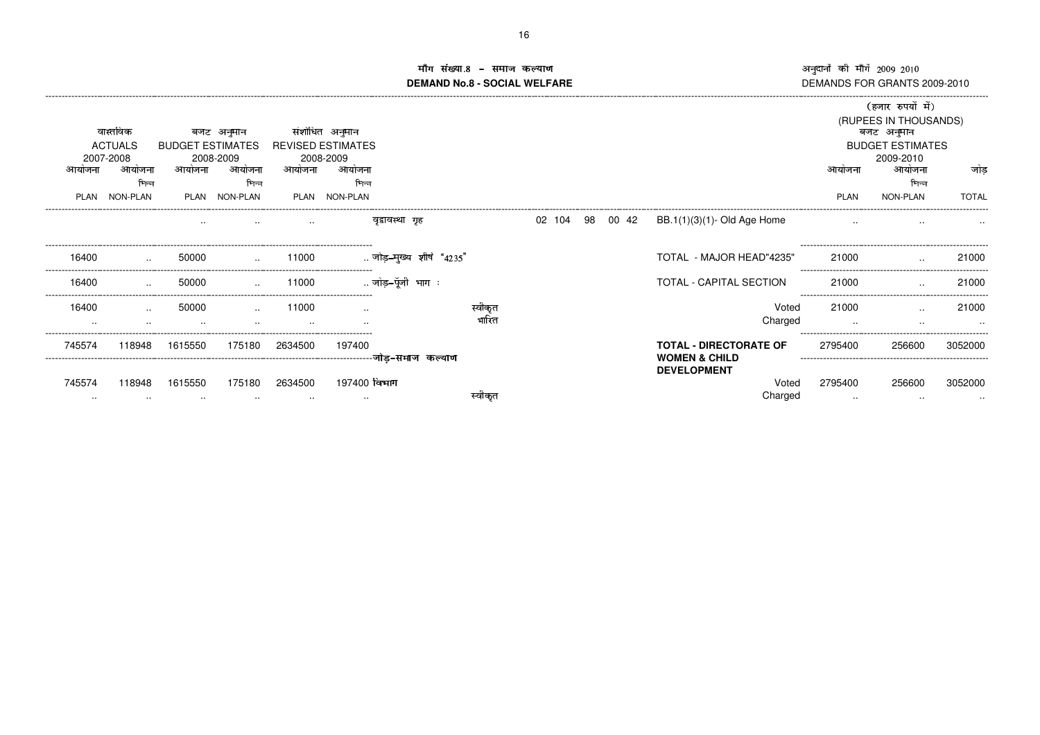# मॉंग संख्या.8 – समाज कल्याण
# DEMAND No.8 - SOCIAL WELFARE

अनुदानों की मॉंगें 2009 2010
DEMANDS FOR GRANTS 2009-2010

(हजार रुपयों में)
(RUPEES IN THOUSANDS)

| वास्तविक ACTUALS 2007-2008 | | बजट अनुमान BUDGET ESTIMATES 2008-2009 | | संशोधित अनुमान REVISED ESTIMATES 2008-2009 | | | | | बजट अनुमान BUDGET ESTIMATES 2009-2010 | | |
|---|---|---|---|---|---|---|---|---|---|---|---|
| आयोजना PLAN | आयोजना भिन्न NON-PLAN | आयोजना PLAN | आयोजना भिन्न NON-PLAN | आयोजना PLAN | आयोजना भिन्न NON-PLAN | | | | आयोजना PLAN | आयोजना भिन्न NON-PLAN | जोड़ TOTAL |
| | | .. | .. | .. | | वृद्धावस्था गृह | 02 104 98 00 42 | BB.1(1)(3)(1)- Old Age Home | .. | .. | .. |
| 16400 | .. | 50000 | .. | 11000 | .. | जोड़–मुख्य शीर्ष "4235" | | TOTAL - MAJOR HEAD"4235" | 21000 | .. | 21000 |
| 16400 | .. | 50000 | .. | 11000 | .. | जोड़–पूँजी भाग : | | TOTAL - CAPITAL SECTION | 21000 | .. | 21000 |
| 16400 | .. | 50000 | .. | 11000 | .. | स्वीकृत | | Voted | 21000 | .. | 21000 |
| .. | .. | .. | .. | .. | .. | भारित | | Charged | .. | .. | .. |
| 745574 | 118948 | 1615550 | 175180 | 2634500 | 197400 | जोड़–समाज कल्याण विभाग | | TOTAL - DIRECTORATE OF WOMEN & CHILD DEVELOPMENT | 2795400 | 256600 | 3052000 |
| 745574 | 118948 | 1615550 | 175180 | 2634500 | 197400 | | | Voted | 2795400 | 256600 | 3052000 |
| .. | .. | .. | .. | .. | .. | स्वीकृत | | Charged | .. | .. | .. |